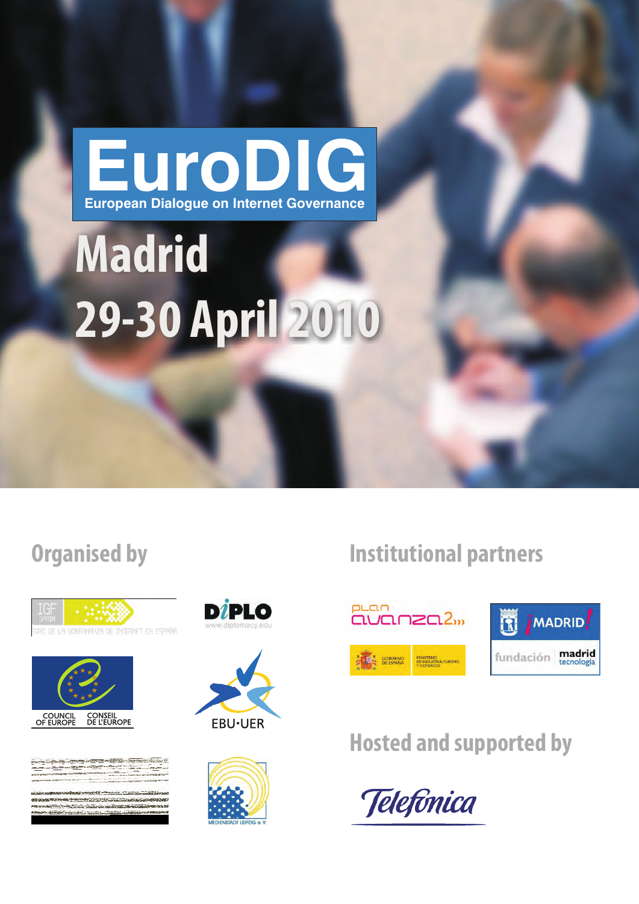# EuroDIG

European Dialogue on Internet Governance

## Madrid

## 29-30 April 2010

### Organised by

IGF SPAIN – FORO DE LA GOBERNANZA DE INTERNET EN ESPAÑA

DIPLO www.diplomacy.edu

COUNCIL OF EUROPE – CONSEIL DE L'EUROPE

EBU•UER

MEDIENSTADT LEIPZIG e.V.

### Institutional partners

plan avanza2

GOBIERNO DE ESPAÑA – MINISTERIO DE INDUSTRIA, TURISMO Y COMERCIO

¡MADRID! fundación madrid tecnología

### Hosted and supported by

Telefónica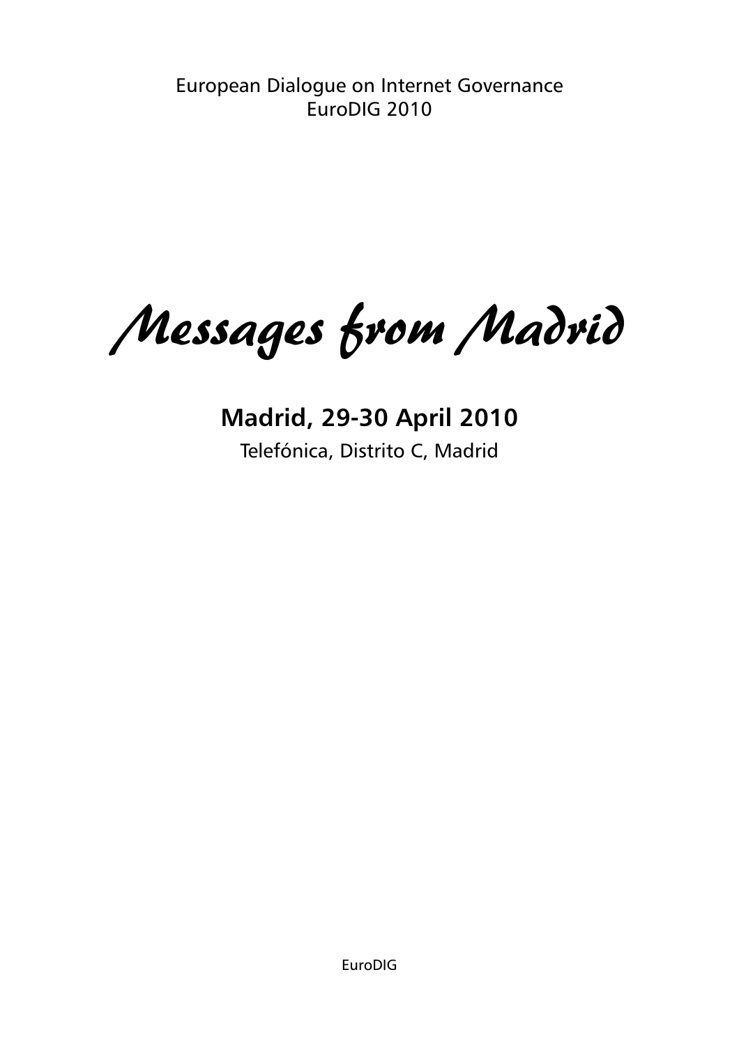European Dialogue on Internet Governance
EuroDIG 2010

# *Messages from Madrid*

## Madrid, 29-30 April 2010

Telefónica, Distrito C, Madrid

EuroDIG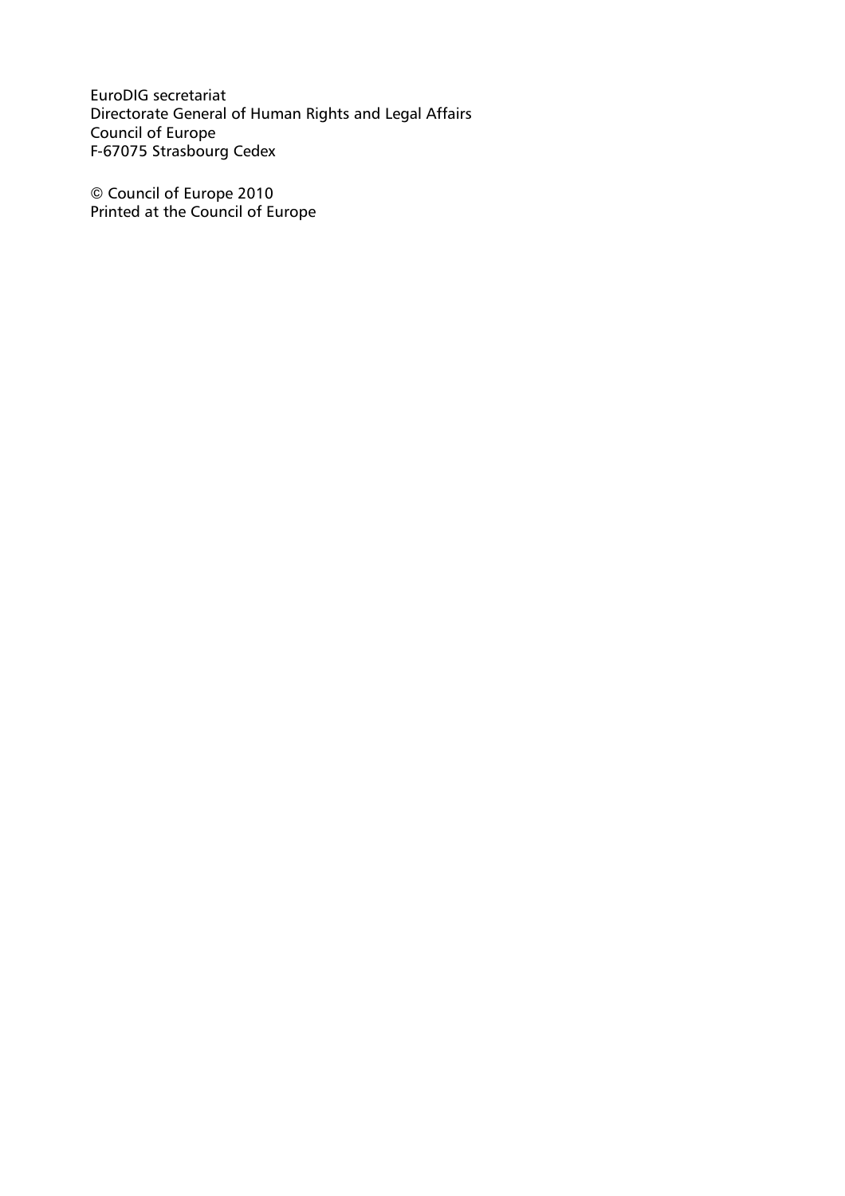EuroDIG secretariat
Directorate General of Human Rights and Legal Affairs
Council of Europe
F-67075 Strasbourg Cedex

© Council of Europe 2010
Printed at the Council of Europe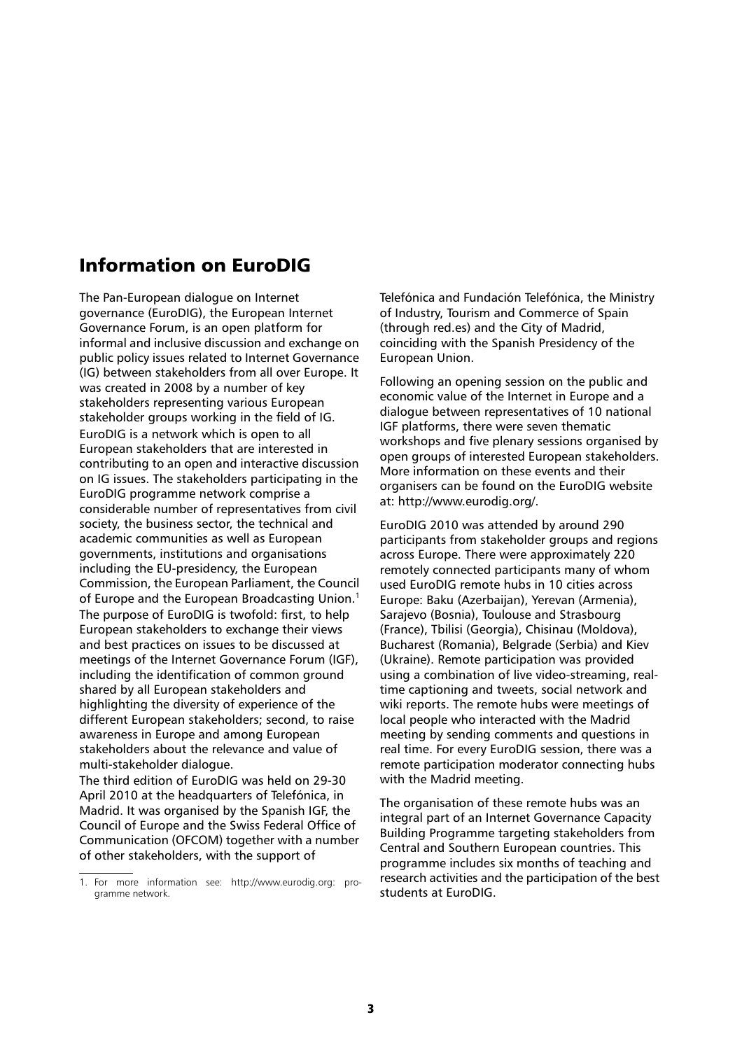## Information on EuroDIG

The Pan-European dialogue on Internet governance (EuroDIG), the European Internet Governance Forum, is an open platform for informal and inclusive discussion and exchange on public policy issues related to Internet Governance (IG) between stakeholders from all over Europe. It was created in 2008 by a number of key stakeholders representing various European stakeholder groups working in the field of IG.

EuroDIG is a network which is open to all European stakeholders that are interested in contributing to an open and interactive discussion on IG issues. The stakeholders participating in the EuroDIG programme network comprise a considerable number of representatives from civil society, the business sector, the technical and academic communities as well as European governments, institutions and organisations including the EU-presidency, the European Commission, the European Parliament, the Council of Europe and the European Broadcasting Union.[1]

The purpose of EuroDIG is twofold: first, to help European stakeholders to exchange their views and best practices on issues to be discussed at meetings of the Internet Governance Forum (IGF), including the identification of common ground shared by all European stakeholders and highlighting the diversity of experience of the different European stakeholders; second, to raise awareness in Europe and among European stakeholders about the relevance and value of multi-stakeholder dialogue.

The third edition of EuroDIG was held on 29-30 April 2010 at the headquarters of Telefónica, in Madrid. It was organised by the Spanish IGF, the Council of Europe and the Swiss Federal Office of Communication (OFCOM) together with a number of other stakeholders, with the support of Telefónica and Fundación Telefónica, the Ministry of Industry, Tourism and Commerce of Spain (through red.es) and the City of Madrid, coinciding with the Spanish Presidency of the European Union.

Following an opening session on the public and economic value of the Internet in Europe and a dialogue between representatives of 10 national IGF platforms, there were seven thematic workshops and five plenary sessions organised by open groups of interested European stakeholders. More information on these events and their organisers can be found on the EuroDIG website at: http://www.eurodig.org/.

EuroDIG 2010 was attended by around 290 participants from stakeholder groups and regions across Europe. There were approximately 220 remotely connected participants many of whom used EuroDIG remote hubs in 10 cities across Europe: Baku (Azerbaijan), Yerevan (Armenia), Sarajevo (Bosnia), Toulouse and Strasbourg (France), Tbilisi (Georgia), Chisinau (Moldova), Bucharest (Romania), Belgrade (Serbia) and Kiev (Ukraine). Remote participation was provided using a combination of live video-streaming, real-time captioning and tweets, social network and wiki reports. The remote hubs were meetings of local people who interacted with the Madrid meeting by sending comments and questions in real time. For every EuroDIG session, there was a remote participation moderator connecting hubs with the Madrid meeting.

The organisation of these remote hubs was an integral part of an Internet Governance Capacity Building Programme targeting stakeholders from Central and Southern European countries. This programme includes six months of teaching and research activities and the participation of the best students at EuroDIG.

---

1. For more information see: http://www.eurodig.org: programme network.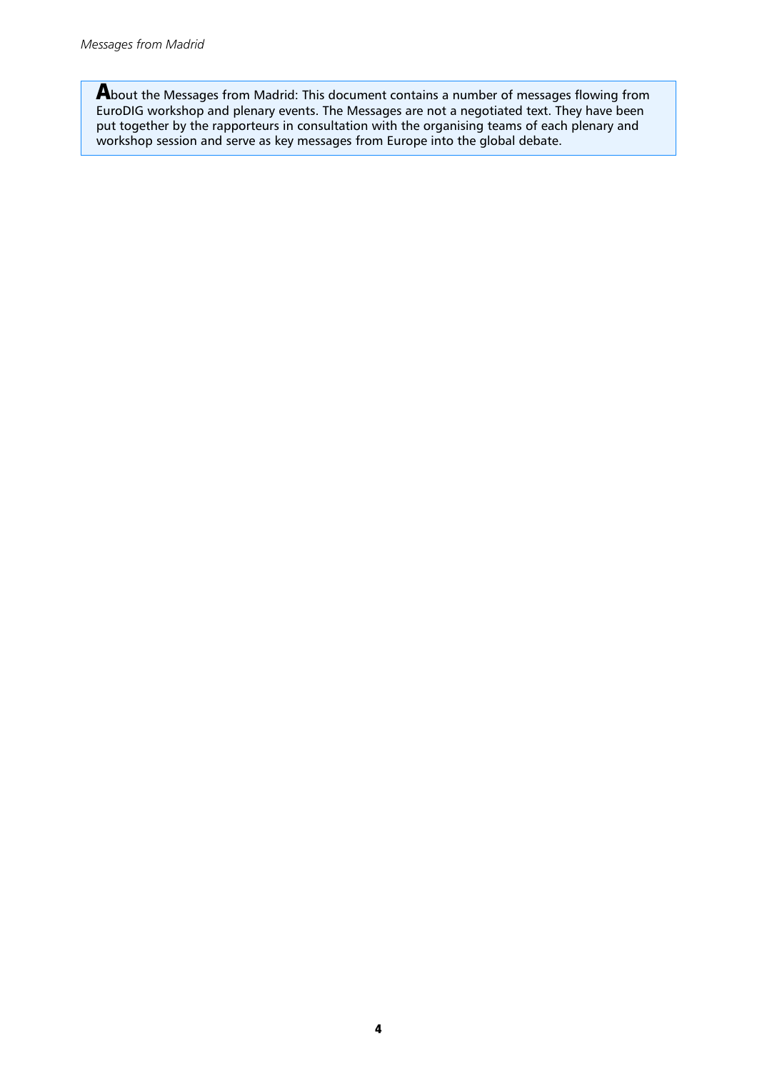**A**bout the Messages from Madrid: This document contains a number of messages flowing from EuroDIG workshop and plenary events. The Messages are not a negotiated text. They have been put together by the rapporteurs in consultation with the organising teams of each plenary and workshop session and serve as key messages from Europe into the global debate.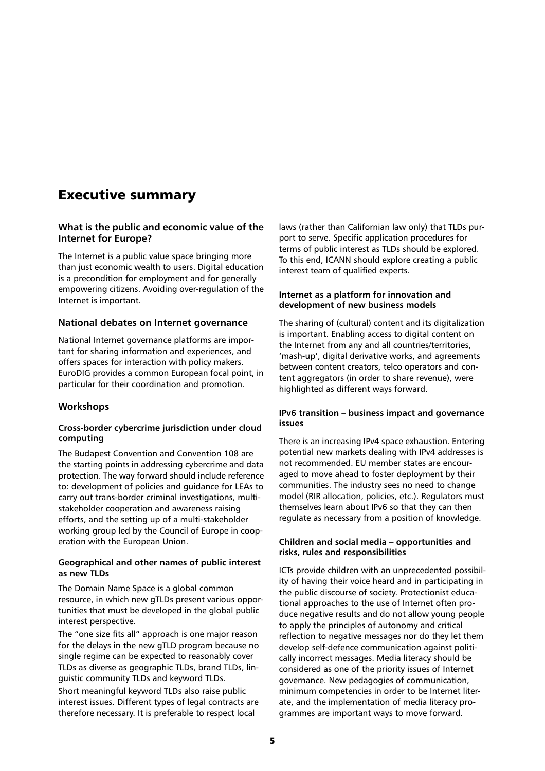# Executive summary

### What is the public and economic value of the Internet for Europe?

The Internet is a public value space bringing more than just economic wealth to users. Digital education is a precondition for employment and for generally empowering citizens. Avoiding over-regulation of the Internet is important.

### National debates on Internet governance

National Internet governance platforms are important for sharing information and experiences, and offers spaces for interaction with policy makers. EuroDIG provides a common European focal point, in particular for their coordination and promotion.

### Workshops

#### Cross-border cybercrime jurisdiction under cloud computing

The Budapest Convention and Convention 108 are the starting points in addressing cybercrime and data protection. The way forward should include reference to: development of policies and guidance for LEAs to carry out trans-border criminal investigations, multi-stakeholder cooperation and awareness raising efforts, and the setting up of a multi-stakeholder working group led by the Council of Europe in cooperation with the European Union.

#### Geographical and other names of public interest as new TLDs

The Domain Name Space is a global common resource, in which new gTLDs present various opportunities that must be developed in the global public interest perspective.

The "one size fits all" approach is one major reason for the delays in the new gTLD program because no single regime can be expected to reasonably cover TLDs as diverse as geographic TLDs, brand TLDs, linguistic community TLDs and keyword TLDs.

Short meaningful keyword TLDs also raise public interest issues. Different types of legal contracts are therefore necessary. It is preferable to respect local laws (rather than Californian law only) that TLDs purport to serve. Specific application procedures for terms of public interest as TLDs should be explored. To this end, ICANN should explore creating a public interest team of qualified experts.

#### Internet as a platform for innovation and development of new business models

The sharing of (cultural) content and its digitalization is important. Enabling access to digital content on the Internet from any and all countries/territories, 'mash-up', digital derivative works, and agreements between content creators, telco operators and content aggregators (in order to share revenue), were highlighted as different ways forward.

#### IPv6 transition – business impact and governance issues

There is an increasing IPv4 space exhaustion. Entering potential new markets dealing with IPv4 addresses is not recommended. EU member states are encouraged to move ahead to foster deployment by their communities. The industry sees no need to change model (RIR allocation, policies, etc.). Regulators must themselves learn about IPv6 so that they can then regulate as necessary from a position of knowledge.

#### Children and social media – opportunities and risks, rules and responsibilities

ICTs provide children with an unprecedented possibility of having their voice heard and in participating in the public discourse of society. Protectionist educational approaches to the use of Internet often produce negative results and do not allow young people to apply the principles of autonomy and critical reflection to negative messages nor do they let them develop self-defence communication against politically incorrect messages. Media literacy should be considered as one of the priority issues of Internet governance. New pedagogies of communication, minimum competencies in order to be Internet literate, and the implementation of media literacy programmes are important ways to move forward.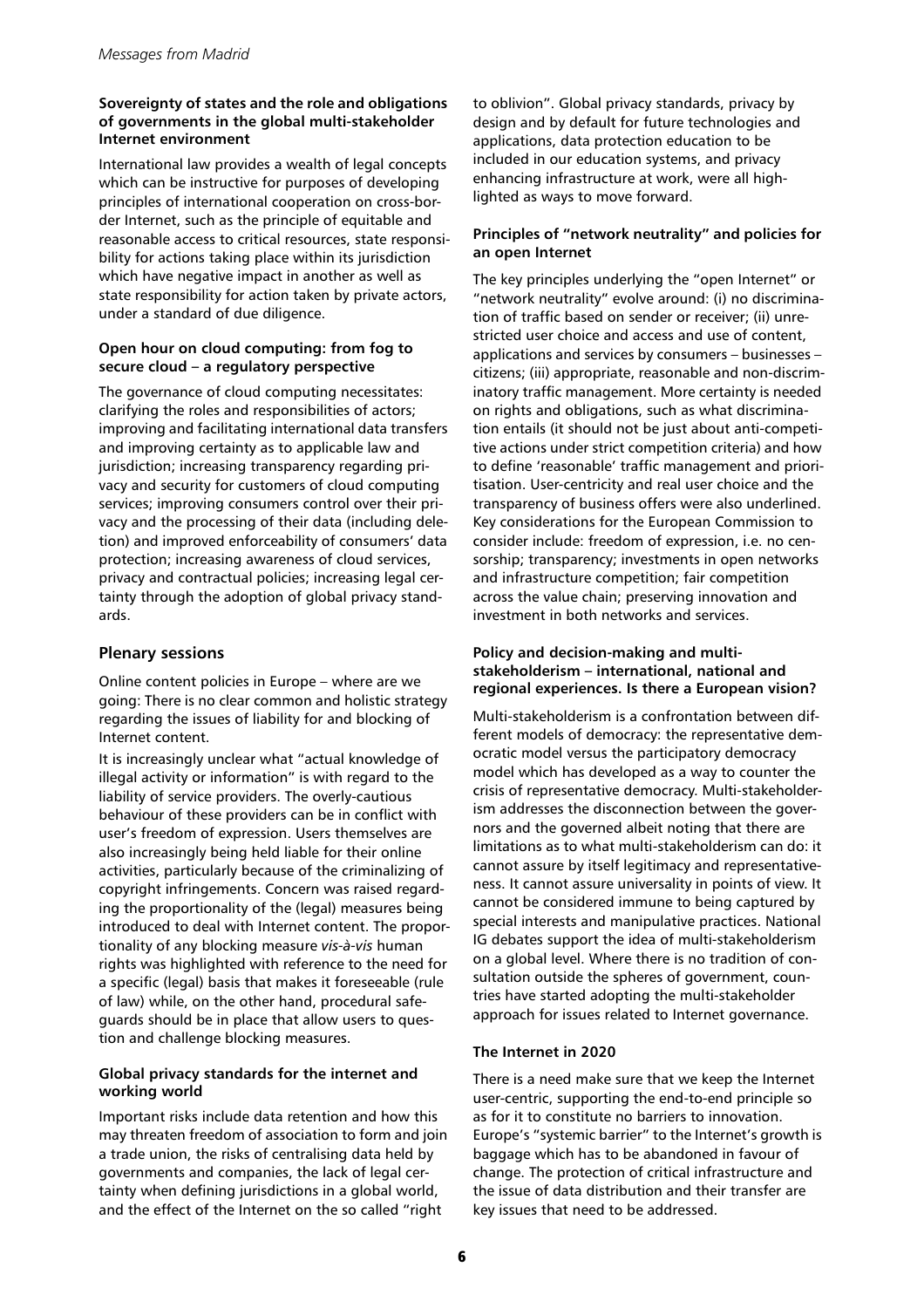#### Sovereignty of states and the role and obligations of governments in the global multi-stakeholder Internet environment

International law provides a wealth of legal concepts which can be instructive for purposes of developing principles of international cooperation on cross-border Internet, such as the principle of equitable and reasonable access to critical resources, state responsibility for actions taking place within its jurisdiction which have negative impact in another as well as state responsibility for action taken by private actors, under a standard of due diligence.

#### Open hour on cloud computing: from fog to secure cloud – a regulatory perspective

The governance of cloud computing necessitates: clarifying the roles and responsibilities of actors; improving and facilitating international data transfers and improving certainty as to applicable law and jurisdiction; increasing transparency regarding privacy and security for customers of cloud computing services; improving consumers control over their privacy and the processing of their data (including deletion) and improved enforceability of consumers' data protection; increasing awareness of cloud services, privacy and contractual policies; increasing legal certainty through the adoption of global privacy standards.

### Plenary sessions

Online content policies in Europe – where are we going: There is no clear common and holistic strategy regarding the issues of liability for and blocking of Internet content.

It is increasingly unclear what "actual knowledge of illegal activity or information" is with regard to the liability of service providers. The overly-cautious behaviour of these providers can be in conflict with user's freedom of expression. Users themselves are also increasingly being held liable for their online activities, particularly because of the criminalizing of copyright infringements. Concern was raised regarding the proportionality of the (legal) measures being introduced to deal with Internet content. The proportionality of any blocking measure *vis-à-vis* human rights was highlighted with reference to the need for a specific (legal) basis that makes it foreseeable (rule of law) while, on the other hand, procedural safeguards should be in place that allow users to question and challenge blocking measures.

#### Global privacy standards for the internet and working world

Important risks include data retention and how this may threaten freedom of association to form and join a trade union, the risks of centralising data held by governments and companies, the lack of legal certainty when defining jurisdictions in a global world, and the effect of the Internet on the so called "right to oblivion". Global privacy standards, privacy by design and by default for future technologies and applications, data protection education to be included in our education systems, and privacy enhancing infrastructure at work, were all highlighted as ways to move forward.

#### Principles of "network neutrality" and policies for an open Internet

The key principles underlying the "open Internet" or "network neutrality" evolve around: (i) no discrimination of traffic based on sender or receiver; (ii) unrestricted user choice and access and use of content, applications and services by consumers – businesses – citizens; (iii) appropriate, reasonable and non-discriminatory traffic management. More certainty is needed on rights and obligations, such as what discrimination entails (it should not be just about anti-competitive actions under strict competition criteria) and how to define 'reasonable' traffic management and prioritisation. User-centricity and real user choice and the transparency of business offers were also underlined. Key considerations for the European Commission to consider include: freedom of expression, i.e. no censorship; transparency; investments in open networks and infrastructure competition; fair competition across the value chain; preserving innovation and investment in both networks and services.

#### Policy and decision-making and multi-stakeholderism – international, national and regional experiences. Is there a European vision?

Multi-stakeholderism is a confrontation between different models of democracy: the representative democratic model versus the participatory democracy model which has developed as a way to counter the crisis of representative democracy. Multi-stakeholderism addresses the disconnection between the governors and the governed albeit noting that there are limitations as to what multi-stakeholderism can do: it cannot assure by itself legitimacy and representativeness. It cannot assure universality in points of view. It cannot be considered immune to being captured by special interests and manipulative practices. National IG debates support the idea of multi-stakeholderism on a global level. Where there is no tradition of consultation outside the spheres of government, countries have started adopting the multi-stakeholder approach for issues related to Internet governance.

#### The Internet in 2020

There is a need make sure that we keep the Internet user-centric, supporting the end-to-end principle so as for it to constitute no barriers to innovation. Europe's "systemic barrier" to the Internet's growth is baggage which has to be abandoned in favour of change. The protection of critical infrastructure and the issue of data distribution and their transfer are key issues that need to be addressed.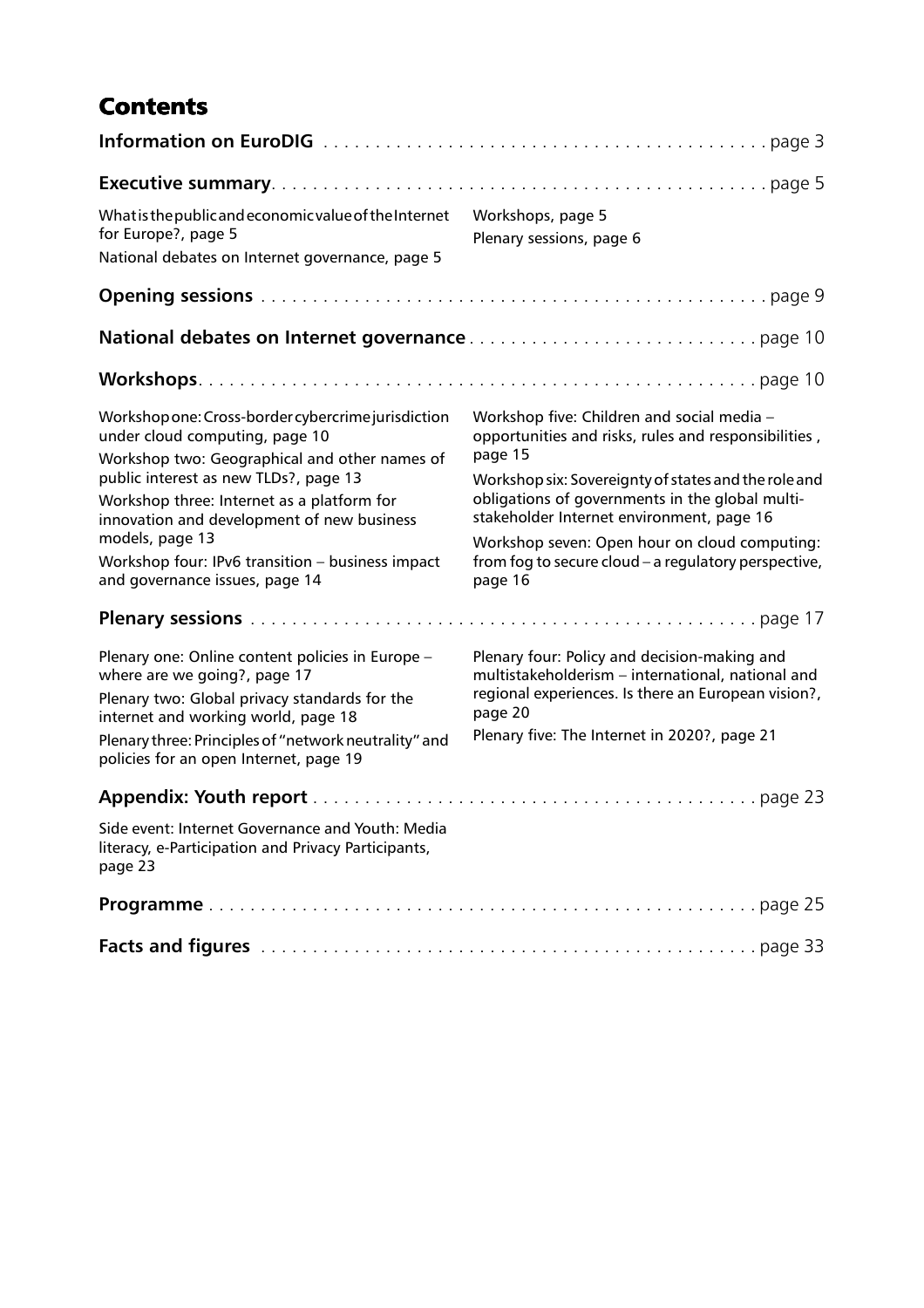# Contents

**Information on EuroDIG** . . . . . . . . . . . . . . . . . . . . . . . . . . . . . . . . . . . . . . . . . . . page 3

**Executive summary** . . . . . . . . . . . . . . . . . . . . . . . . . . . . . . . . . . . . . . . . . . . . . . page 5

What is the public and economic value of the Internet for Europe?, page 5

National debates on Internet governance, page 5

Workshops, page 5

Plenary sessions, page 6

**Opening sessions** . . . . . . . . . . . . . . . . . . . . . . . . . . . . . . . . . . . . . . . . . . . . . . . page 9

**National debates on Internet governance** . . . . . . . . . . . . . . . . . . . . . . . . . . . . page 10

**Workshops** . . . . . . . . . . . . . . . . . . . . . . . . . . . . . . . . . . . . . . . . . . . . . . . . . . . . . page 10

Workshop one: Cross-border cybercrime jurisdiction under cloud computing, page 10

Workshop two: Geographical and other names of public interest as new TLDs?, page 13

Workshop three: Internet as a platform for innovation and development of new business models, page 13

Workshop four: IPv6 transition – business impact and governance issues, page 14

Workshop five: Children and social media – opportunities and risks, rules and responsibilities , page 15

Workshop six: Sovereignty of states and the role and obligations of governments in the global multi-stakeholder Internet environment, page 16

Workshop seven: Open hour on cloud computing: from fog to secure cloud – a regulatory perspective, page 16

**Plenary sessions** . . . . . . . . . . . . . . . . . . . . . . . . . . . . . . . . . . . . . . . . . . . . . . . page 17

Plenary one: Online content policies in Europe – where are we going?, page 17

Plenary two: Global privacy standards for the internet and working world, page 18

Plenary three: Principles of "network neutrality" and policies for an open Internet, page 19

Plenary four: Policy and decision-making and multistakeholderism – international, national and regional experiences. Is there an European vision?, page 20

Plenary five: The Internet in 2020?, page 21

**Appendix: Youth report** . . . . . . . . . . . . . . . . . . . . . . . . . . . . . . . . . . . . . . . . . . page 23

Side event: Internet Governance and Youth: Media literacy, e-Participation and Privacy Participants, page 23

**Programme** . . . . . . . . . . . . . . . . . . . . . . . . . . . . . . . . . . . . . . . . . . . . . . . . . . . . page 25

**Facts and figures** . . . . . . . . . . . . . . . . . . . . . . . . . . . . . . . . . . . . . . . . . . . . . . . page 33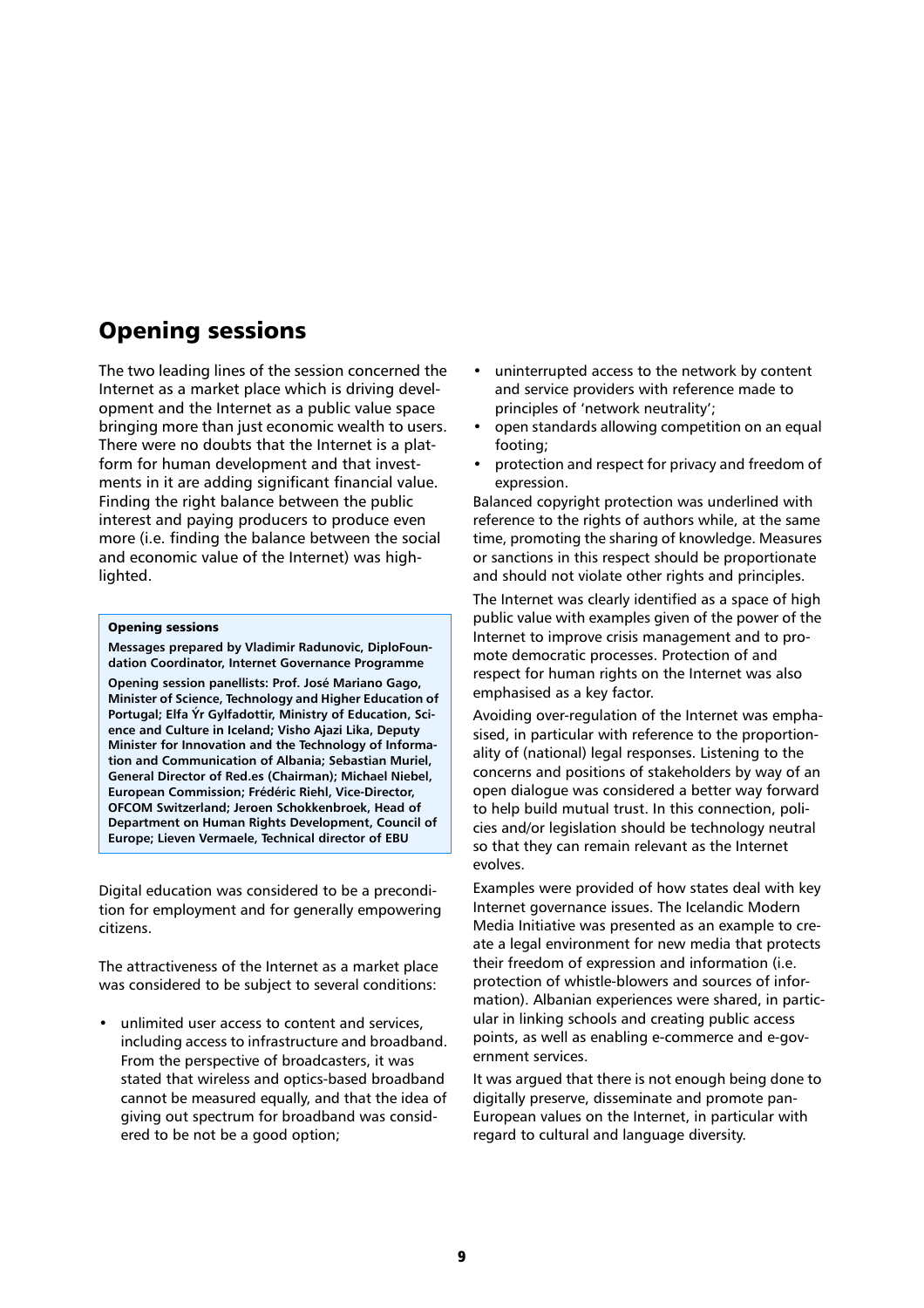## Opening sessions

The two leading lines of the session concerned the Internet as a market place which is driving development and the Internet as a public value space bringing more than just economic wealth to users. There were no doubts that the Internet is a platform for human development and that investments in it are adding significant financial value. Finding the right balance between the public interest and paying producers to produce even more (i.e. finding the balance between the social and economic value of the Internet) was highlighted.

> **Opening sessions**
>
> **Messages prepared by Vladimir Radunovic, DiploFoundation Coordinator, Internet Governance Programme**
>
> **Opening session panellists: Prof. José Mariano Gago, Minister of Science, Technology and Higher Education of Portugal; Elfa Ýr Gylfadottir, Ministry of Education, Science and Culture in Iceland; Visho Ajazi Lika, Deputy Minister for Innovation and the Technology of Information and Communication of Albania; Sebastian Muriel, General Director of Red.es (Chairman); Michael Niebel, European Commission; Frédéric Riehl, Vice-Director, OFCOM Switzerland; Jeroen Schokkenbroek, Head of Department on Human Rights Development, Council of Europe; Lieven Vermaele, Technical director of EBU**

Digital education was considered to be a precondition for employment and for generally empowering citizens.

The attractiveness of the Internet as a market place was considered to be subject to several conditions:

- unlimited user access to content and services, including access to infrastructure and broadband. From the perspective of broadcasters, it was stated that wireless and optics-based broadband cannot be measured equally, and that the idea of giving out spectrum for broadband was considered to be not be a good option;
- uninterrupted access to the network by content and service providers with reference made to principles of 'network neutrality';
- open standards allowing competition on an equal footing;
- protection and respect for privacy and freedom of expression.

Balanced copyright protection was underlined with reference to the rights of authors while, at the same time, promoting the sharing of knowledge. Measures or sanctions in this respect should be proportionate and should not violate other rights and principles.

The Internet was clearly identified as a space of high public value with examples given of the power of the Internet to improve crisis management and to promote democratic processes. Protection of and respect for human rights on the Internet was also emphasised as a key factor.

Avoiding over-regulation of the Internet was emphasised, in particular with reference to the proportionality of (national) legal responses. Listening to the concerns and positions of stakeholders by way of an open dialogue was considered a better way forward to help build mutual trust. In this connection, policies and/or legislation should be technology neutral so that they can remain relevant as the Internet evolves.

Examples were provided of how states deal with key Internet governance issues. The Icelandic Modern Media Initiative was presented as an example to create a legal environment for new media that protects their freedom of expression and information (i.e. protection of whistle-blowers and sources of information). Albanian experiences were shared, in particular in linking schools and creating public access points, as well as enabling e-commerce and e-government services.

It was argued that there is not enough being done to digitally preserve, disseminate and promote pan-European values on the Internet, in particular with regard to cultural and language diversity.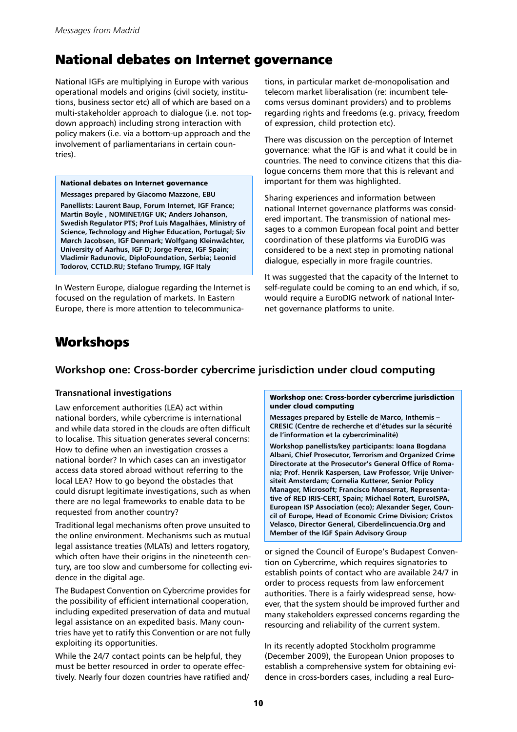# National debates on Internet governance

National IGFs are multiplying in Europe with various operational models and origins (civil society, institutions, business sector etc) all of which are based on a multi-stakeholder approach to dialogue (i.e. not top-down approach) including strong interaction with policy makers (i.e. via a bottom-up approach and the involvement of parliamentarians in certain countries).

> **National debates on Internet governance**
>
> **Messages prepared by Giacomo Mazzone, EBU**
>
> **Panellists: Laurent Baup, Forum Internet, IGF France; Martin Boyle , NOMINET/IGF UK; Anders Johanson, Swedish Regulator PTS; Prof Luis Magalhães, Ministry of Science, Technology and Higher Education, Portugal; Siv Mørch Jacobsen, IGF Denmark; Wolfgang Kleinwächter, University of Aarhus, IGF D; Jorge Perez, IGF Spain; Vladimir Radunovic, DiploFoundation, Serbia; Leonid Todorov, CCTLD.RU; Stefano Trumpy, IGF Italy**

In Western Europe, dialogue regarding the Internet is focused on the regulation of markets. In Eastern Europe, there is more attention to telecommunications, in particular market de-monopolisation and telecom market liberalisation (re: incumbent telecoms versus dominant providers) and to problems regarding rights and freedoms (e.g. privacy, freedom of expression, child protection etc).

There was discussion on the perception of Internet governance: what the IGF is and what it could be in countries. The need to convince citizens that this dialogue concerns them more that this is relevant and important for them was highlighted.

Sharing experiences and information between national Internet governance platforms was considered important. The transmission of national messages to a common European focal point and better coordination of these platforms via EuroDIG was considered to be a next step in promoting national dialogue, especially in more fragile countries.

It was suggested that the capacity of the Internet to self-regulate could be coming to an end which, if so, would require a EuroDIG network of national Internet governance platforms to unite.

# Workshops

## Workshop one: Cross-border cybercrime jurisdiction under cloud computing

### Transnational investigations

Law enforcement authorities (LEA) act within national borders, while cybercrime is international and while data stored in the clouds are often difficult to localise. This situation generates several concerns: How to define when an investigation crosses a national border? In which cases can an investigator access data stored abroad without referring to the local LEA? How to go beyond the obstacles that could disrupt legitimate investigations, such as when there are no legal frameworks to enable data to be requested from another country?

Traditional legal mechanisms often prove unsuited to the online environment. Mechanisms such as mutual legal assistance treaties (MLATs) and letters rogatory, which often have their origins in the nineteenth century, are too slow and cumbersome for collecting evidence in the digital age.

The Budapest Convention on Cybercrime provides for the possibility of efficient international cooperation, including expedited preservation of data and mutual legal assistance on an expedited basis. Many countries have yet to ratify this Convention or are not fully exploiting its opportunities.

While the 24/7 contact points can be helpful, they must be better resourced in order to operate effectively. Nearly four dozen countries have ratified and/or signed the Council of Europe's Budapest Convention on Cybercrime, which requires signatories to establish points of contact who are available 24/7 in order to process requests from law enforcement authorities. There is a fairly widespread sense, however, that the system should be improved further and many stakeholders expressed concerns regarding the resourcing and reliability of the current system.

> **Workshop one: Cross-border cybercrime jurisdiction under cloud computing**
>
> **Messages prepared by Estelle de Marco, Inthemis – CRESIC (Centre de recherche et d'études sur la sécurité de l'information et la cybercriminalité)**
>
> **Workshop panellists/key participants: Ioana Bogdana Albani, Chief Prosecutor, Terrorism and Organized Crime Directorate at the Prosecutor's General Office of Romania; Prof. Henrik Kaspersen, Law Professor, Vrije Universiteit Amsterdam; Cornelia Kutterer, Senior Policy Manager, Microsoft; Francisco Monserrat, Representative of RED IRIS-CERT, Spain; Michael Rotert, EuroISPA, European ISP Association (eco); Alexander Seger, Council of Europe, Head of Economic Crime Division; Cristos Velasco, Director General, Ciberdelincuencia.Org and Member of the IGF Spain Advisory Group**

In its recently adopted Stockholm programme (December 2009), the European Union proposes to establish a comprehensive system for obtaining evidence in cross-borders cases, including a real Euro-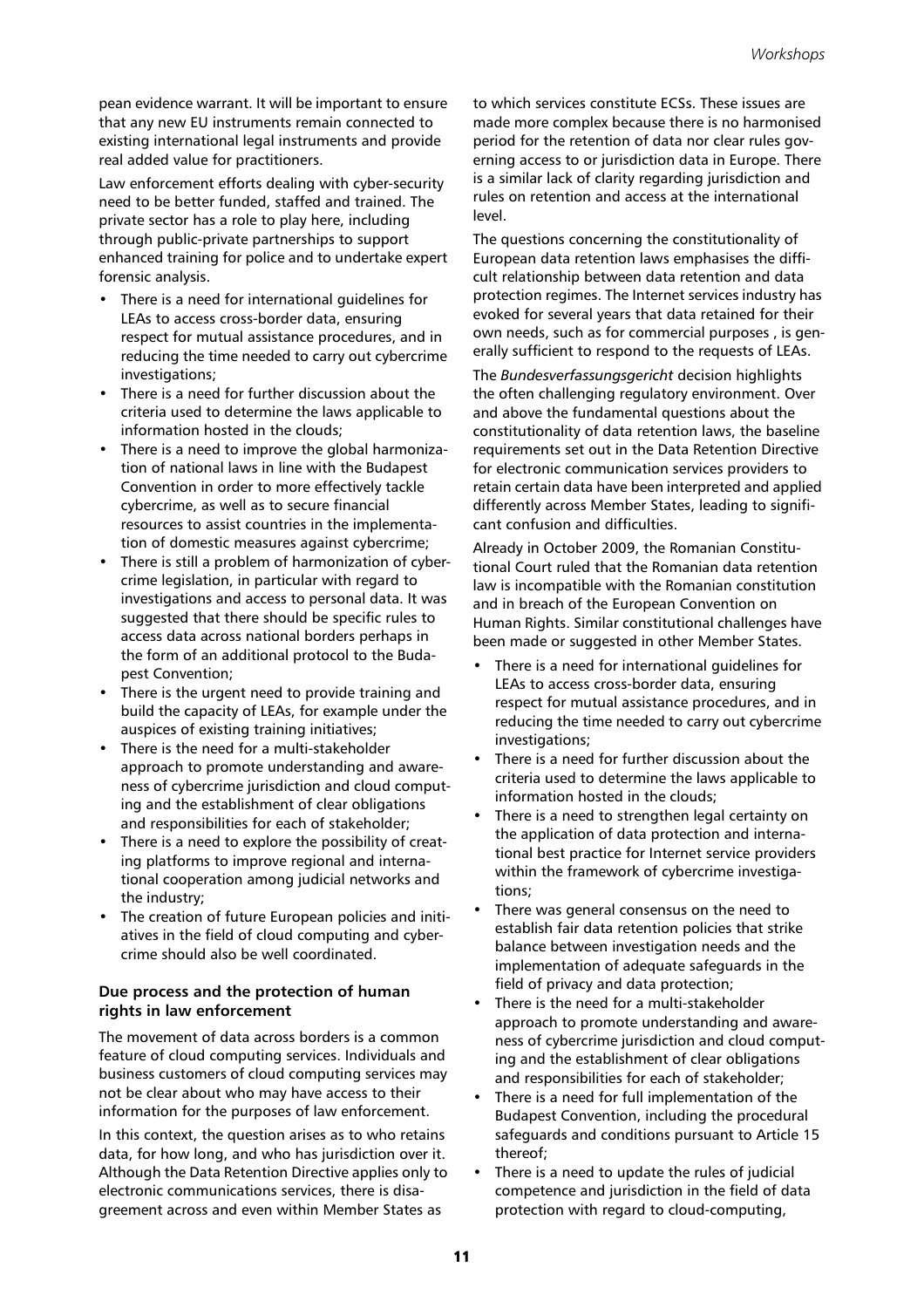pean evidence warrant. It will be important to ensure that any new EU instruments remain connected to existing international legal instruments and provide real added value for practitioners.

Law enforcement efforts dealing with cyber-security need to be better funded, staffed and trained. The private sector has a role to play here, including through public-private partnerships to support enhanced training for police and to undertake expert forensic analysis.

- There is a need for international guidelines for LEAs to access cross-border data, ensuring respect for mutual assistance procedures, and in reducing the time needed to carry out cybercrime investigations;
- There is a need for further discussion about the criteria used to determine the laws applicable to information hosted in the clouds;
- There is a need to improve the global harmonization of national laws in line with the Budapest Convention in order to more effectively tackle cybercrime, as well as to secure financial resources to assist countries in the implementation of domestic measures against cybercrime;
- There is still a problem of harmonization of cybercrime legislation, in particular with regard to investigations and access to personal data. It was suggested that there should be specific rules to access data across national borders perhaps in the form of an additional protocol to the Budapest Convention;
- There is the urgent need to provide training and build the capacity of LEAs, for example under the auspices of existing training initiatives;
- There is the need for a multi-stakeholder approach to promote understanding and awareness of cybercrime jurisdiction and cloud computing and the establishment of clear obligations and responsibilities for each of stakeholder;
- There is a need to explore the possibility of creating platforms to improve regional and international cooperation among judicial networks and the industry;
- The creation of future European policies and initiatives in the field of cloud computing and cybercrime should also be well coordinated.

### Due process and the protection of human rights in law enforcement

The movement of data across borders is a common feature of cloud computing services. Individuals and business customers of cloud computing services may not be clear about who may have access to their information for the purposes of law enforcement.

In this context, the question arises as to who retains data, for how long, and who has jurisdiction over it. Although the Data Retention Directive applies only to electronic communications services, there is disagreement across and even within Member States as to which services constitute ECSs. These issues are made more complex because there is no harmonised period for the retention of data nor clear rules governing access to or jurisdiction data in Europe. There is a similar lack of clarity regarding jurisdiction and rules on retention and access at the international level.

The questions concerning the constitutionality of European data retention laws emphasises the difficult relationship between data retention and data protection regimes. The Internet services industry has evoked for several years that data retained for their own needs, such as for commercial purposes , is generally sufficient to respond to the requests of LEAs.

The *Bundesverfassungsgericht* decision highlights the often challenging regulatory environment. Over and above the fundamental questions about the constitutionality of data retention laws, the baseline requirements set out in the Data Retention Directive for electronic communication services providers to retain certain data have been interpreted and applied differently across Member States, leading to significant confusion and difficulties.

Already in October 2009, the Romanian Constitutional Court ruled that the Romanian data retention law is incompatible with the Romanian constitution and in breach of the European Convention on Human Rights. Similar constitutional challenges have been made or suggested in other Member States.

- There is a need for international guidelines for LEAs to access cross-border data, ensuring respect for mutual assistance procedures, and in reducing the time needed to carry out cybercrime investigations;
- There is a need for further discussion about the criteria used to determine the laws applicable to information hosted in the clouds;
- There is a need to strengthen legal certainty on the application of data protection and international best practice for Internet service providers within the framework of cybercrime investigations;
- There was general consensus on the need to establish fair data retention policies that strike balance between investigation needs and the implementation of adequate safeguards in the field of privacy and data protection;
- There is the need for a multi-stakeholder approach to promote understanding and awareness of cybercrime jurisdiction and cloud computing and the establishment of clear obligations and responsibilities for each of stakeholder;
- There is a need for full implementation of the Budapest Convention, including the procedural safeguards and conditions pursuant to Article 15 thereof;
- There is a need to update the rules of judicial competence and jurisdiction in the field of data protection with regard to cloud-computing,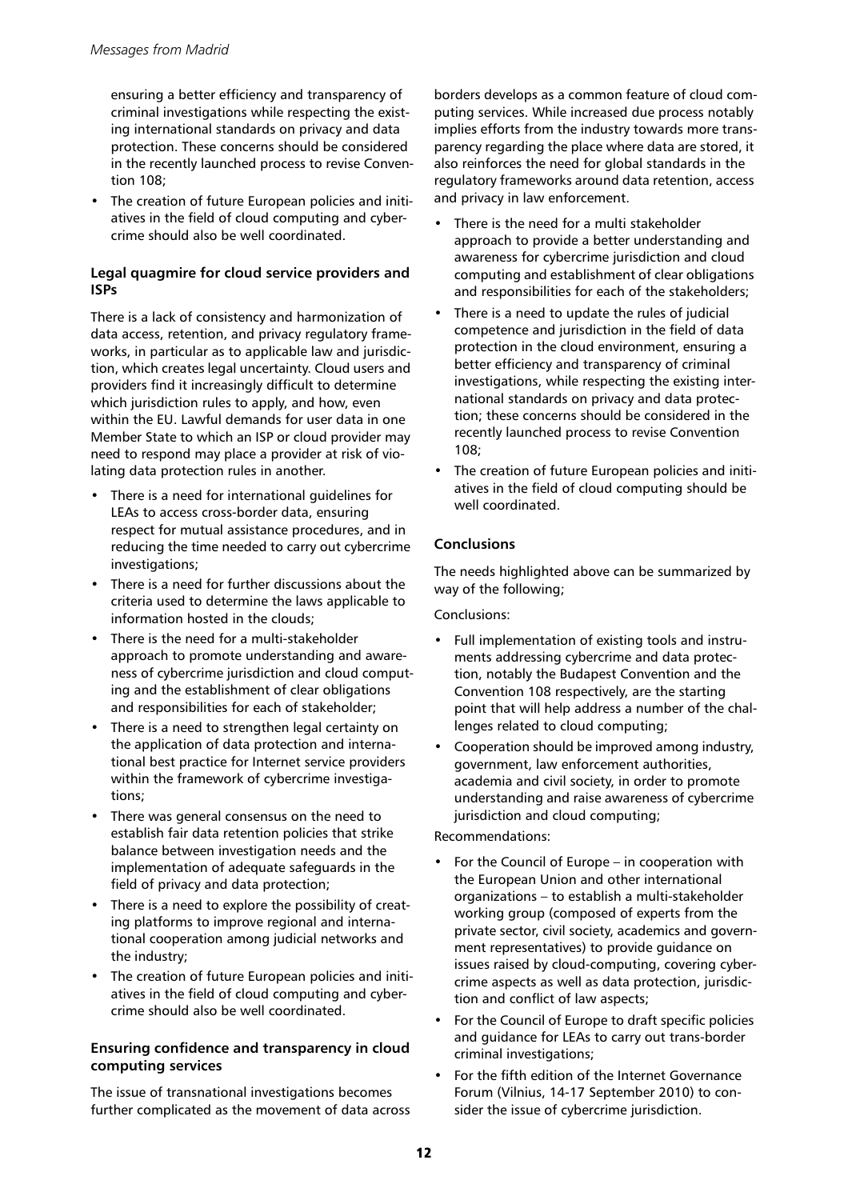ensuring a better efficiency and transparency of criminal investigations while respecting the existing international standards on privacy and data protection. These concerns should be considered in the recently launched process to revise Convention 108;

- The creation of future European policies and initiatives in the field of cloud computing and cybercrime should also be well coordinated.

### Legal quagmire for cloud service providers and ISPs

There is a lack of consistency and harmonization of data access, retention, and privacy regulatory frameworks, in particular as to applicable law and jurisdiction, which creates legal uncertainty. Cloud users and providers find it increasingly difficult to determine which jurisdiction rules to apply, and how, even within the EU. Lawful demands for user data in one Member State to which an ISP or cloud provider may need to respond may place a provider at risk of violating data protection rules in another.

- There is a need for international guidelines for LEAs to access cross-border data, ensuring respect for mutual assistance procedures, and in reducing the time needed to carry out cybercrime investigations;
- There is a need for further discussions about the criteria used to determine the laws applicable to information hosted in the clouds;
- There is the need for a multi-stakeholder approach to promote understanding and awareness of cybercrime jurisdiction and cloud computing and the establishment of clear obligations and responsibilities for each of stakeholder;
- There is a need to strengthen legal certainty on the application of data protection and international best practice for Internet service providers within the framework of cybercrime investigations;
- There was general consensus on the need to establish fair data retention policies that strike balance between investigation needs and the implementation of adequate safeguards in the field of privacy and data protection;
- There is a need to explore the possibility of creating platforms to improve regional and international cooperation among judicial networks and the industry;
- The creation of future European policies and initiatives in the field of cloud computing and cybercrime should also be well coordinated.

### Ensuring confidence and transparency in cloud computing services

The issue of transnational investigations becomes further complicated as the movement of data across borders develops as a common feature of cloud computing services. While increased due process notably implies efforts from the industry towards more transparency regarding the place where data are stored, it also reinforces the need for global standards in the regulatory frameworks around data retention, access and privacy in law enforcement.

- There is the need for a multi stakeholder approach to provide a better understanding and awareness for cybercrime jurisdiction and cloud computing and establishment of clear obligations and responsibilities for each of the stakeholders;
- There is a need to update the rules of judicial competence and jurisdiction in the field of data protection in the cloud environment, ensuring a better efficiency and transparency of criminal investigations, while respecting the existing international standards on privacy and data protection; these concerns should be considered in the recently launched process to revise Convention 108;
- The creation of future European policies and initiatives in the field of cloud computing should be well coordinated.

### Conclusions

The needs highlighted above can be summarized by way of the following;

Conclusions:

- Full implementation of existing tools and instruments addressing cybercrime and data protection, notably the Budapest Convention and the Convention 108 respectively, are the starting point that will help address a number of the challenges related to cloud computing;
- Cooperation should be improved among industry, government, law enforcement authorities, academia and civil society, in order to promote understanding and raise awareness of cybercrime jurisdiction and cloud computing;

Recommendations:

- For the Council of Europe – in cooperation with the European Union and other international organizations – to establish a multi-stakeholder working group (composed of experts from the private sector, civil society, academics and government representatives) to provide guidance on issues raised by cloud-computing, covering cybercrime aspects as well as data protection, jurisdiction and conflict of law aspects;
- For the Council of Europe to draft specific policies and guidance for LEAs to carry out trans-border criminal investigations;
- For the fifth edition of the Internet Governance Forum (Vilnius, 14-17 September 2010) to consider the issue of cybercrime jurisdiction.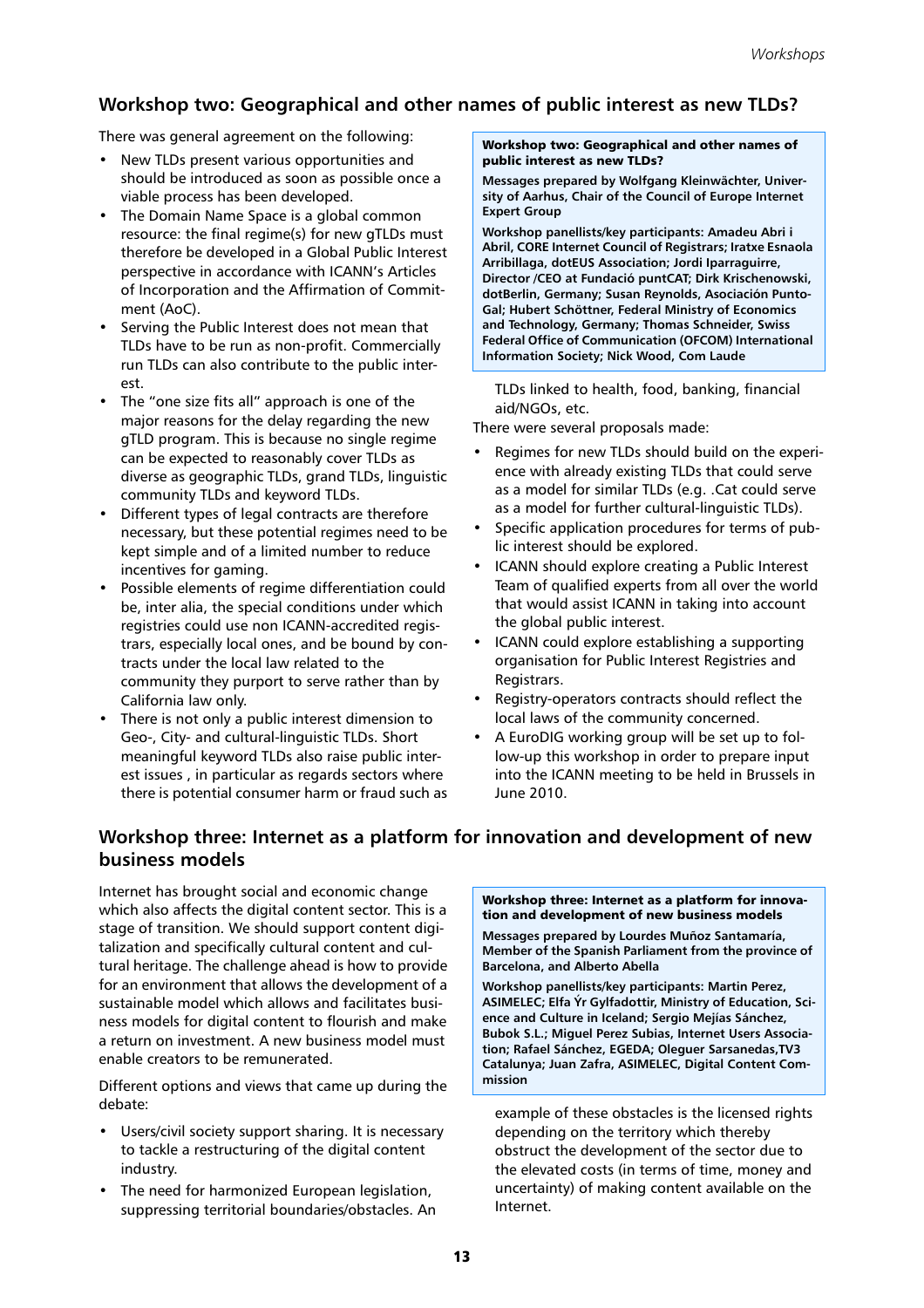## Workshop two: Geographical and other names of public interest as new TLDs?

There was general agreement on the following:

- New TLDs present various opportunities and should be introduced as soon as possible once a viable process has been developed.
- The Domain Name Space is a global common resource: the final regime(s) for new gTLDs must therefore be developed in a Global Public Interest perspective in accordance with ICANN's Articles of Incorporation and the Affirmation of Commitment (AoC).
- Serving the Public Interest does not mean that TLDs have to be run as non-profit. Commercially run TLDs can also contribute to the public interest.
- The "one size fits all" approach is one of the major reasons for the delay regarding the new gTLD program. This is because no single regime can be expected to reasonably cover TLDs as diverse as geographic TLDs, grand TLDs, linguistic community TLDs and keyword TLDs.
- Different types of legal contracts are therefore necessary, but these potential regimes need to be kept simple and of a limited number to reduce incentives for gaming.
- Possible elements of regime differentiation could be, inter alia, the special conditions under which registries could use non ICANN-accredited registrars, especially local ones, and be bound by contracts under the local law related to the community they purport to serve rather than by California law only.
- There is not only a public interest dimension to Geo-, City- and cultural-linguistic TLDs. Short meaningful keyword TLDs also raise public interest issues , in particular as regards sectors where there is potential consumer harm or fraud such as TLDs linked to health, food, banking, financial aid/NGOs, etc.

There were several proposals made:

- Regimes for new TLDs should build on the experience with already existing TLDs that could serve as a model for similar TLDs (e.g. .Cat could serve as a model for further cultural-linguistic TLDs).
- Specific application procedures for terms of public interest should be explored.
- ICANN should explore creating a Public Interest Team of qualified experts from all over the world that would assist ICANN in taking into account the global public interest.
- ICANN could explore establishing a supporting organisation for Public Interest Registries and Registrars.
- Registry-operators contracts should reflect the local laws of the community concerned.
- A EuroDIG working group will be set up to follow-up this workshop in order to prepare input into the ICANN meeting to be held in Brussels in June 2010.

> **Workshop two: Geographical and other names of public interest as new TLDs?**
>
> **Messages prepared by Wolfgang Kleinwächter, University of Aarhus, Chair of the Council of Europe Internet Expert Group**
>
> **Workshop panellists/key participants: Amadeu Abri i Abril, CORE Internet Council of Registrars; Iratxe Esnaola Arribillaga, dotEUS Association; Jordi Iparraguirre, Director /CEO at Fundació puntCAT; Dirk Krischenowski, dotBerlin, Germany; Susan Reynolds, Asociación PuntoGal; Hubert Schöttner, Federal Ministry of Economics and Technology, Germany; Thomas Schneider, Swiss Federal Office of Communication (OFCOM) International Information Society; Nick Wood, Com Laude**

## Workshop three: Internet as a platform for innovation and development of new business models

Internet has brought social and economic change which also affects the digital content sector. This is a stage of transition. We should support content digitalization and specifically cultural content and cultural heritage. The challenge ahead is how to provide for an environment that allows the development of a sustainable model which allows and facilitates business models for digital content to flourish and make a return on investment. A new business model must enable creators to be remunerated.

Different options and views that came up during the debate:

- Users/civil society support sharing. It is necessary to tackle a restructuring of the digital content industry.
- The need for harmonized European legislation, suppressing territorial boundaries/obstacles. An example of these obstacles is the licensed rights depending on the territory which thereby obstruct the development of the sector due to the elevated costs (in terms of time, money and uncertainty) of making content available on the Internet.

> **Workshop three: Internet as a platform for innovation and development of new business models**
>
> **Messages prepared by Lourdes Muñoz Santamaría, Member of the Spanish Parliament from the province of Barcelona, and Alberto Abella**
>
> **Workshop panellists/key participants: Martin Perez, ASIMELEC; Elfa Ýr Gylfadottir, Ministry of Education, Science and Culture in Iceland; Sergio Mejías Sánchez, Bubok S.L.; Miguel Perez Subias, Internet Users Association; Rafael Sánchez, EGEDA; Oleguer Sarsanedas,TV3 Catalunya; Juan Zafra, ASIMELEC, Digital Content Commission**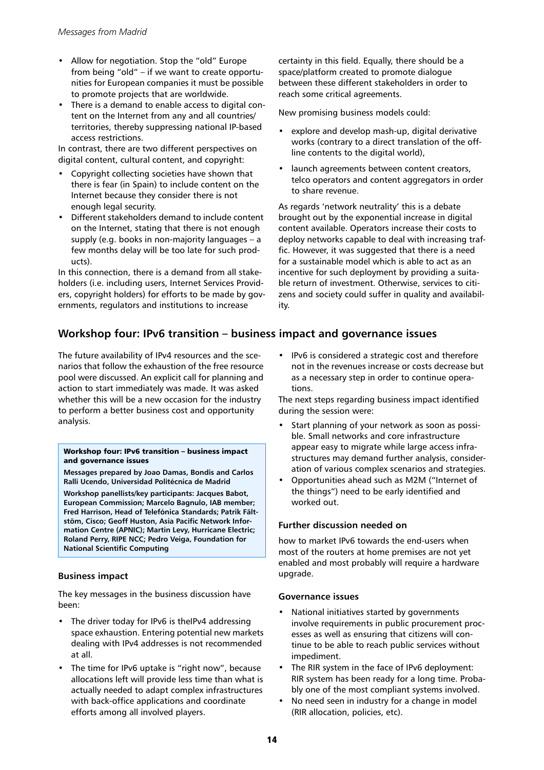- Allow for negotiation. Stop the "old" Europe from being "old" – if we want to create opportunities for European companies it must be possible to promote projects that are worldwide.
- There is a demand to enable access to digital content on the Internet from any and all countries/ territories, thereby suppressing national IP-based access restrictions.

In contrast, there are two different perspectives on digital content, cultural content, and copyright:

- Copyright collecting societies have shown that there is fear (in Spain) to include content on the Internet because they consider there is not enough legal security.
- Different stakeholders demand to include content on the Internet, stating that there is not enough supply (e.g. books in non-majority languages – a few months delay will be too late for such products).

In this connection, there is a demand from all stakeholders (i.e. including users, Internet Services Providers, copyright holders) for efforts to be made by governments, regulators and institutions to increase certainty in this field. Equally, there should be a space/platform created to promote dialogue between these different stakeholders in order to reach some critical agreements.

New promising business models could:

- explore and develop mash-up, digital derivative works (contrary to a direct translation of the offline contents to the digital world),
- launch agreements between content creators, telco operators and content aggregators in order to share revenue.

As regards 'network neutrality' this is a debate brought out by the exponential increase in digital content available. Operators increase their costs to deploy networks capable to deal with increasing traffic. However, it was suggested that there is a need for a sustainable model which is able to act as an incentive for such deployment by providing a suitable return of investment. Otherwise, services to citizens and society could suffer in quality and availability.

## Workshop four: IPv6 transition – business impact and governance issues

The future availability of IPv4 resources and the scenarios that follow the exhaustion of the free resource pool were discussed. An explicit call for planning and action to start immediately was made. It was asked whether this will be a new occasion for the industry to perform a better business cost and opportunity analysis.

**Workshop four: IPv6 transition – business impact and governance issues**

**Messages prepared by Joao Damas, Bondis and Carlos Ralli Ucendo, Universidad Politécnica de Madrid**

**Workshop panellists/key participants: Jacques Babot, European Commission; Marcelo Bagnulo, IAB member; Fred Harrison, Head of Telefónica Standards; Patrik Fältström, Cisco; Geoff Huston, Asia Pacific Network Information Centre (APNIC); Martin Levy, Hurricane Electric; Roland Perry, RIPE NCC; Pedro Veiga, Foundation for National Scientific Computing**

### Business impact

The key messages in the business discussion have been:

- The driver today for IPv6 is theIPv4 addressing space exhaustion. Entering potential new markets dealing with IPv4 addresses is not recommended at all.
- The time for IPv6 uptake is "right now", because allocations left will provide less time than what is actually needed to adapt complex infrastructures with back-office applications and coordinate efforts among all involved players.
- IPv6 is considered a strategic cost and therefore not in the revenues increase or costs decrease but as a necessary step in order to continue operations.

The next steps regarding business impact identified during the session were:

- Start planning of your network as soon as possible. Small networks and core infrastructure appear easy to migrate while large access infrastructures may demand further analysis, consideration of various complex scenarios and strategies.
- Opportunities ahead such as M2M ("Internet of the things") need to be early identified and worked out.

### Further discussion needed on

how to market IPv6 towards the end-users when most of the routers at home premises are not yet enabled and most probably will require a hardware upgrade.

### Governance issues

- National initiatives started by governments involve requirements in public procurement processes as well as ensuring that citizens will continue to be able to reach public services without impediment.
- The RIR system in the face of IPv6 deployment: RIR system has been ready for a long time. Probably one of the most compliant systems involved.
- No need seen in industry for a change in model (RIR allocation, policies, etc).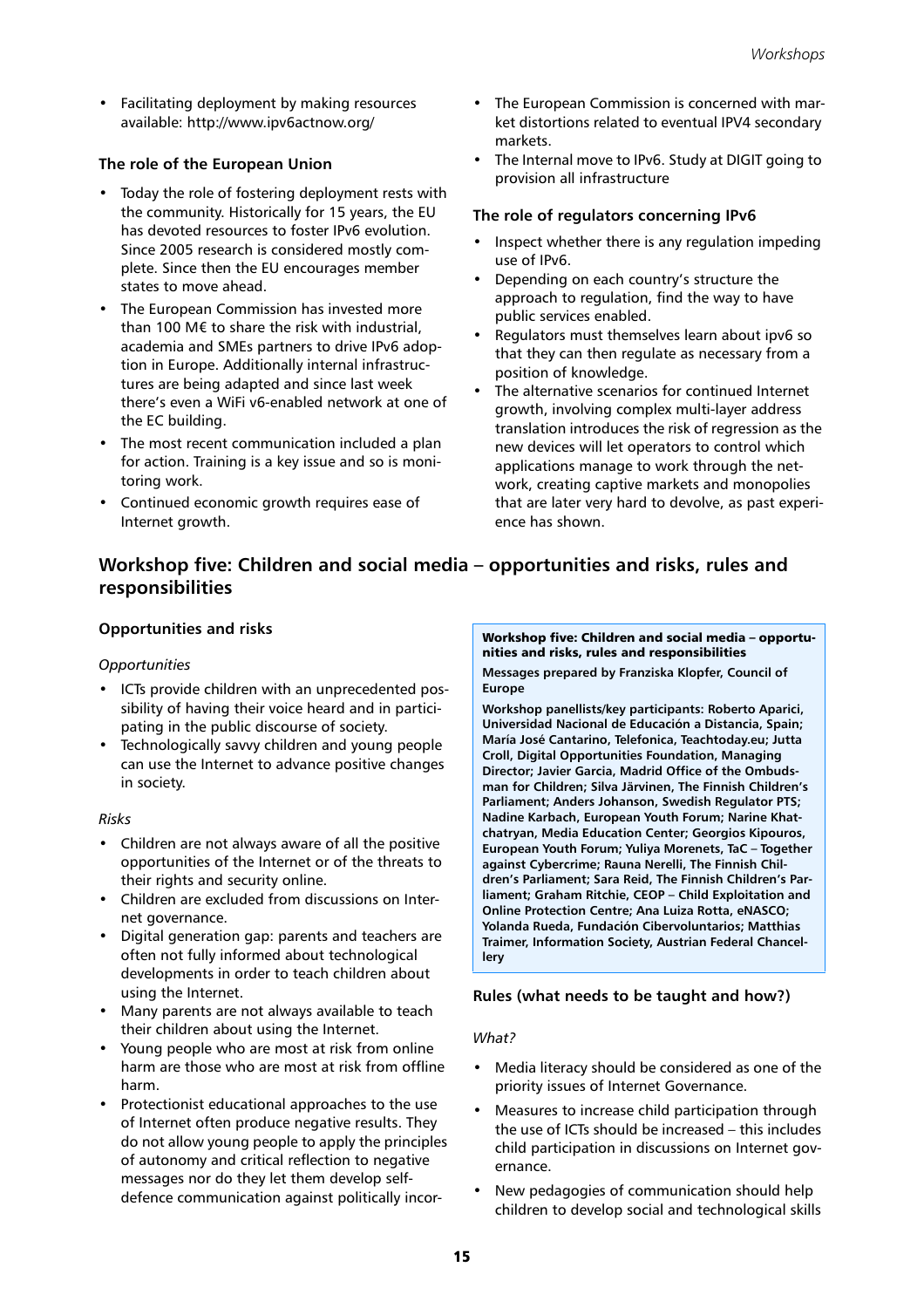- Facilitating deployment by making resources available: http://www.ipv6actnow.org/

### The role of the European Union

- Today the role of fostering deployment rests with the community. Historically for 15 years, the EU has devoted resources to foster IPv6 evolution. Since 2005 research is considered mostly complete. Since then the EU encourages member states to move ahead.
- The European Commission has invested more than 100 M€ to share the risk with industrial, academia and SMEs partners to drive IPv6 adoption in Europe. Additionally internal infrastructures are being adapted and since last week there's even a WiFi v6-enabled network at one of the EC building.
- The most recent communication included a plan for action. Training is a key issue and so is monitoring work.
- Continued economic growth requires ease of Internet growth.
- The European Commission is concerned with market distortions related to eventual IPV4 secondary markets.
- The Internal move to IPv6. Study at DIGIT going to provision all infrastructure

### The role of regulators concerning IPv6

- Inspect whether there is any regulation impeding use of IPv6.
- Depending on each country's structure the approach to regulation, find the way to have public services enabled.
- Regulators must themselves learn about ipv6 so that they can then regulate as necessary from a position of knowledge.
- The alternative scenarios for continued Internet growth, involving complex multi-layer address translation introduces the risk of regression as the new devices will let operators to control which applications manage to work through the network, creating captive markets and monopolies that are later very hard to devolve, as past experience has shown.

## Workshop five: Children and social media – opportunities and risks, rules and responsibilities

**Workshop five: Children and social media – opportunities and risks, rules and responsibilities**

**Messages prepared by Franziska Klopfer, Council of Europe**

**Workshop panellists/key participants: Roberto Aparici, Universidad Nacional de Educación a Distancia, Spain; María José Cantarino, Telefonica, Teachtoday.eu; Jutta Croll, Digital Opportunities Foundation, Managing Director; Javier Garcia, Madrid Office of the Ombudsman for Children; Silva Järvinen, The Finnish Children's Parliament; Anders Johanson, Swedish Regulator PTS; Nadine Karbach, European Youth Forum; Narine Khatchatryan, Media Education Center; Georgios Kipouros, European Youth Forum; Yuliya Morenets, TaC – Together against Cybercrime; Rauna Nerelli, The Finnish Children's Parliament; Sara Reid, The Finnish Children's Parliament; Graham Ritchie, CEOP – Child Exploitation and Online Protection Centre; Ana Luiza Rotta, eNASCO; Yolanda Rueda, Fundación Cibervoluntarios; Matthias Traimer, Information Society, Austrian Federal Chancellery**

### Opportunities and risks

*Opportunities*

- ICTs provide children with an unprecedented possibility of having their voice heard and in participating in the public discourse of society.
- Technologically savvy children and young people can use the Internet to advance positive changes in society.

*Risks*

- Children are not always aware of all the positive opportunities of the Internet or of the threats to their rights and security online.
- Children are excluded from discussions on Internet governance.
- Digital generation gap: parents and teachers are often not fully informed about technological developments in order to teach children about using the Internet.
- Many parents are not always available to teach their children about using the Internet.
- Young people who are most at risk from online harm are those who are most at risk from offline harm.
- Protectionist educational approaches to the use of Internet often produce negative results. They do not allow young people to apply the principles of autonomy and critical reflection to negative messages nor do they let them develop self-defence communication against politically incor-

### Rules (what needs to be taught and how?)

*What?*

- Media literacy should be considered as one of the priority issues of Internet Governance.
- Measures to increase child participation through the use of ICTs should be increased – this includes child participation in discussions on Internet governance.
- New pedagogies of communication should help children to develop social and technological skills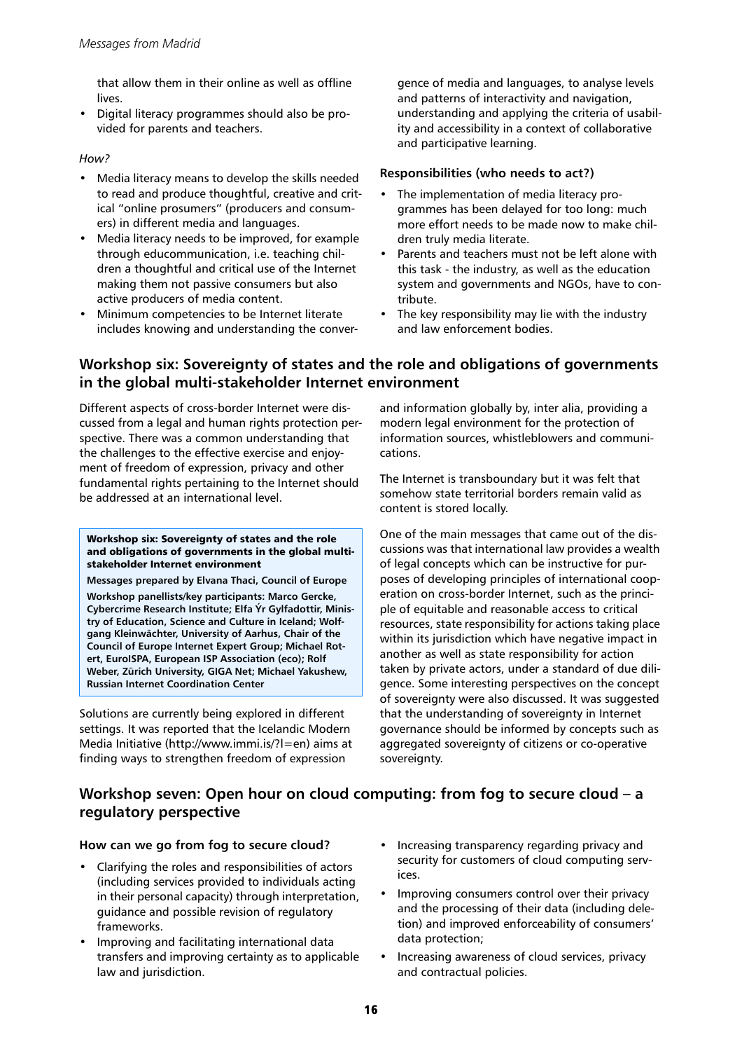that allow them in their online as well as offline lives.

- Digital literacy programmes should also be provided for parents and teachers.

*How?*

- Media literacy means to develop the skills needed to read and produce thoughtful, creative and critical "online prosumers" (producers and consumers) in different media and languages.
- Media literacy needs to be improved, for example through educommunication, i.e. teaching children a thoughtful and critical use of the Internet making them not passive consumers but also active producers of media content.
- Minimum competencies to be Internet literate includes knowing and understanding the convergence of media and languages, to analyse levels and patterns of interactivity and navigation, understanding and applying the criteria of usability and accessibility in a context of collaborative and participative learning.

**Responsibilities (who needs to act?)**

- The implementation of media literacy programmes has been delayed for too long: much more effort needs to be made now to make children truly media literate.
- Parents and teachers must not be left alone with this task - the industry, as well as the education system and governments and NGOs, have to contribute.
- The key responsibility may lie with the industry and law enforcement bodies.

## Workshop six: Sovereignty of states and the role and obligations of governments in the global multi-stakeholder Internet environment

Different aspects of cross-border Internet were discussed from a legal and human rights protection perspective. There was a common understanding that the challenges to the effective exercise and enjoyment of freedom of expression, privacy and other fundamental rights pertaining to the Internet should be addressed at an international level.

**Workshop six: Sovereignty of states and the role and obligations of governments in the global multi-stakeholder Internet environment**

**Messages prepared by Elvana Thaci, Council of Europe**

**Workshop panellists/key participants: Marco Gercke, Cybercrime Research Institute; Elfa Ýr Gylfadottir, Ministry of Education, Science and Culture in Iceland; Wolfgang Kleinwächter, University of Aarhus, Chair of the Council of Europe Internet Expert Group; Michael Rotert, EuroISPA, European ISP Association (eco); Rolf Weber, Zürich University, GIGA Net; Michael Yakushew, Russian Internet Coordination Center**

Solutions are currently being explored in different settings. It was reported that the Icelandic Modern Media Initiative (http://www.immi.is/?l=en) aims at finding ways to strengthen freedom of expression and information globally by, inter alia, providing a modern legal environment for the protection of information sources, whistleblowers and communications.

The Internet is transboundary but it was felt that somehow state territorial borders remain valid as content is stored locally.

One of the main messages that came out of the discussions was that international law provides a wealth of legal concepts which can be instructive for purposes of developing principles of international cooperation on cross-border Internet, such as the principle of equitable and reasonable access to critical resources, state responsibility for actions taking place within its jurisdiction which have negative impact in another as well as state responsibility for action taken by private actors, under a standard of due diligence. Some interesting perspectives on the concept of sovereignty were also discussed. It was suggested that the understanding of sovereignty in Internet governance should be informed by concepts such as aggregated sovereignty of citizens or co-operative sovereignty.

## Workshop seven: Open hour on cloud computing: from fog to secure cloud – a regulatory perspective

**How can we go from fog to secure cloud?**

- Clarifying the roles and responsibilities of actors (including services provided to individuals acting in their personal capacity) through interpretation, guidance and possible revision of regulatory frameworks.
- Improving and facilitating international data transfers and improving certainty as to applicable law and jurisdiction.
- Increasing transparency regarding privacy and security for customers of cloud computing services.
- Improving consumers control over their privacy and the processing of their data (including deletion) and improved enforceability of consumers' data protection;
- Increasing awareness of cloud services, privacy and contractual policies.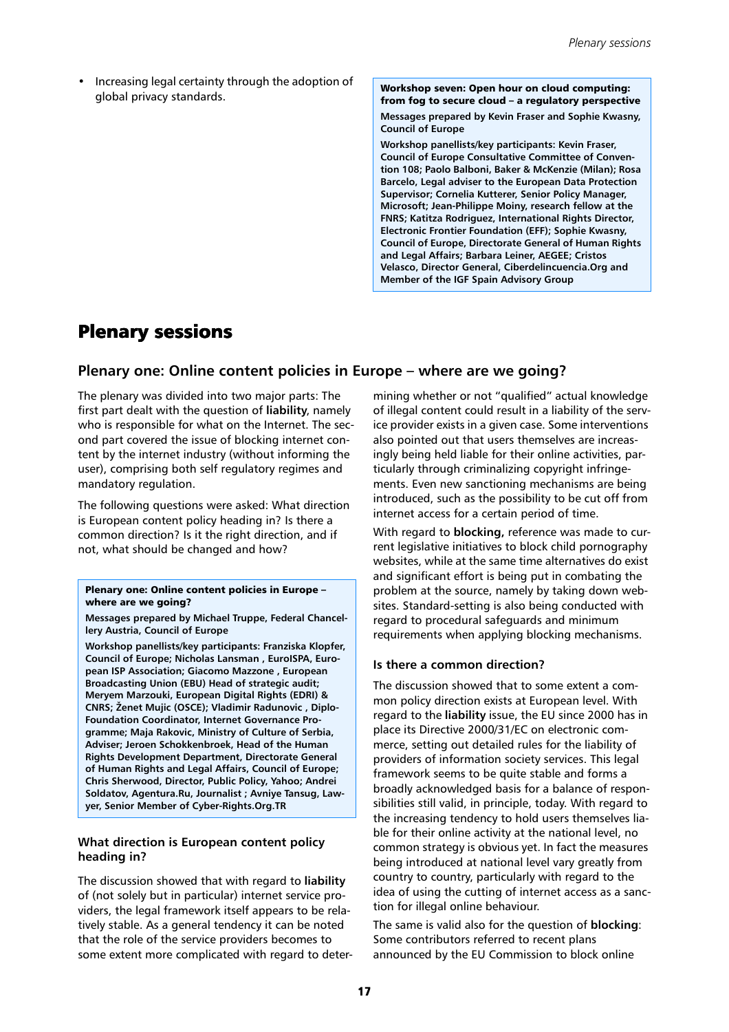- Increasing legal certainty through the adoption of global privacy standards.

**Workshop seven: Open hour on cloud computing: from fog to secure cloud – a regulatory perspective**

**Messages prepared by Kevin Fraser and Sophie Kwasny, Council of Europe**

**Workshop panellists/key participants: Kevin Fraser, Council of Europe Consultative Committee of Convention 108; Paolo Balboni, Baker & McKenzie (Milan); Rosa Barcelo, Legal adviser to the European Data Protection Supervisor; Cornelia Kutterer, Senior Policy Manager, Microsoft; Jean-Philippe Moiny, research fellow at the FNRS; Katitza Rodriguez, International Rights Director, Electronic Frontier Foundation (EFF); Sophie Kwasny, Council of Europe, Directorate General of Human Rights and Legal Affairs; Barbara Leiner, AEGEE; Cristos Velasco, Director General, Ciberdelincuencia.Org and Member of the IGF Spain Advisory Group**

# Plenary sessions

## Plenary one: Online content policies in Europe – where are we going?

The plenary was divided into two major parts: The first part dealt with the question of **liability**, namely who is responsible for what on the Internet. The second part covered the issue of blocking internet content by the internet industry (without informing the user), comprising both self regulatory regimes and mandatory regulation.

The following questions were asked: What direction is European content policy heading in? Is there a common direction? Is it the right direction, and if not, what should be changed and how?

**Plenary one: Online content policies in Europe – where are we going?**

**Messages prepared by Michael Truppe, Federal Chancellery Austria, Council of Europe**

**Workshop panellists/key participants: Franziska Klopfer, Council of Europe; Nicholas Lansman , EuroISPA, European ISP Association; Giacomo Mazzone , European Broadcasting Union (EBU) Head of strategic audit; Meryem Marzouki, European Digital Rights (EDRI) & CNRS; Ženet Mujic (OSCE); Vladimir Radunovic , Diplo-Foundation Coordinator, Internet Governance Programme; Maja Rakovic, Ministry of Culture of Serbia, Adviser; Jeroen Schokkenbroek, Head of the Human Rights Development Department, Directorate General of Human Rights and Legal Affairs, Council of Europe; Chris Sherwood, Director, Public Policy, Yahoo; Andrei Soldatov, Agentura.Ru, Journalist ; Avniye Tansug, Lawyer, Senior Member of Cyber-Rights.Org.TR**

### What direction is European content policy heading in?

The discussion showed that with regard to **liability** of (not solely but in particular) internet service providers, the legal framework itself appears to be relatively stable. As a general tendency it can be noted that the role of the service providers becomes to some extent more complicated with regard to determining whether or not "qualified" actual knowledge of illegal content could result in a liability of the service provider exists in a given case. Some interventions also pointed out that users themselves are increasingly being held liable for their online activities, particularly through criminalizing copyright infringements. Even new sanctioning mechanisms are being introduced, such as the possibility to be cut off from internet access for a certain period of time.

With regard to **blocking,** reference was made to current legislative initiatives to block child pornography websites, while at the same time alternatives do exist and significant effort is being put in combating the problem at the source, namely by taking down websites. Standard-setting is also being conducted with regard to procedural safeguards and minimum requirements when applying blocking mechanisms.

### Is there a common direction?

The discussion showed that to some extent a common policy direction exists at European level. With regard to the **liability** issue, the EU since 2000 has in place its Directive 2000/31/EC on electronic commerce, setting out detailed rules for the liability of providers of information society services. This legal framework seems to be quite stable and forms a broadly acknowledged basis for a balance of responsibilities still valid, in principle, today. With regard to the increasing tendency to hold users themselves liable for their online activity at the national level, no common strategy is obvious yet. In fact the measures being introduced at national level vary greatly from country to country, particularly with regard to the idea of using the cutting of internet access as a sanction for illegal online behaviour.

The same is valid also for the question of **blocking**: Some contributors referred to recent plans announced by the EU Commission to block online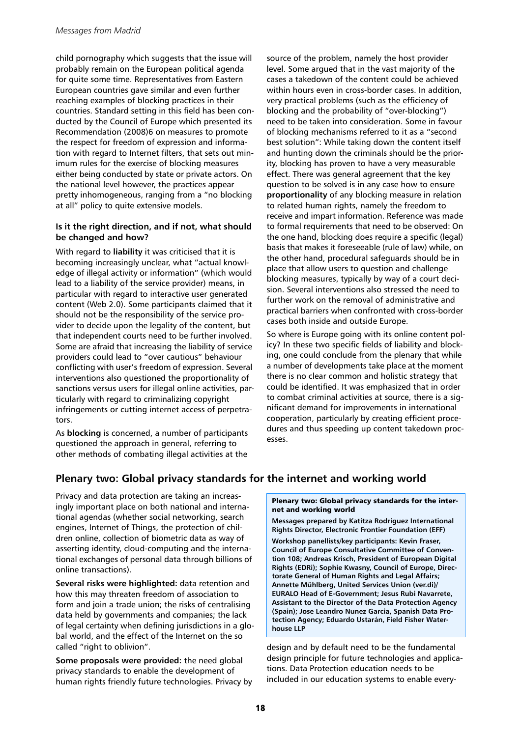child pornography which suggests that the issue will probably remain on the European political agenda for quite some time. Representatives from Eastern European countries gave similar and even further reaching examples of blocking practices in their countries. Standard setting in this field has been conducted by the Council of Europe which presented its Recommendation (2008)6 on measures to promote the respect for freedom of expression and information with regard to Internet filters, that sets out minimum rules for the exercise of blocking measures either being conducted by state or private actors. On the national level however, the practices appear pretty inhomogeneous, ranging from a "no blocking at all" policy to quite extensive models.

#### Is it the right direction, and if not, what should be changed and how?

With regard to **liability** it was criticised that it is becoming increasingly unclear, what "actual knowledge of illegal activity or information" (which would lead to a liability of the service provider) means, in particular with regard to interactive user generated content (Web 2.0). Some participants claimed that it should not be the responsibility of the service provider to decide upon the legality of the content, but that independent courts need to be further involved. Some are afraid that increasing the liability of service providers could lead to "over cautious" behaviour conflicting with user's freedom of expression. Several interventions also questioned the proportionality of sanctions versus users for illegal online activities, particularly with regard to criminalizing copyright infringements or cutting internet access of perpetrators.

As **blocking** is concerned, a number of participants questioned the approach in general, referring to other methods of combating illegal activities at the source of the problem, namely the host provider level. Some argued that in the vast majority of the cases a takedown of the content could be achieved within hours even in cross-border cases. In addition, very practical problems (such as the efficiency of blocking and the probability of "over-blocking") need to be taken into consideration. Some in favour of blocking mechanisms referred to it as a "second best solution": While taking down the content itself and hunting down the criminals should be the priority, blocking has proven to have a very measurable effect. There was general agreement that the key question to be solved is in any case how to ensure **proportionality** of any blocking measure in relation to related human rights, namely the freedom to receive and impart information. Reference was made to formal requirements that need to be observed: On the one hand, blocking does require a specific (legal) basis that makes it foreseeable (rule of law) while, on the other hand, procedural safeguards should be in place that allow users to question and challenge blocking measures, typically by way of a court decision. Several interventions also stressed the need to further work on the removal of administrative and practical barriers when confronted with cross-border cases both inside and outside Europe.

So where is Europe going with its online content policy? In these two specific fields of liability and blocking, one could conclude from the plenary that while a number of developments take place at the moment there is no clear common and holistic strategy that could be identified. It was emphasized that in order to combat criminal activities at source, there is a significant demand for improvements in international cooperation, particularly by creating efficient procedures and thus speeding up content takedown processes.

## Plenary two: Global privacy standards for the internet and working world

**Plenary two: Global privacy standards for the internet and working world**

**Messages prepared by Katitza Rodriguez International Rights Director, Electronic Frontier Foundation (EFF)**

**Workshop panellists/key participants: Kevin Fraser, Council of Europe Consultative Committee of Convention 108; Andreas Krisch, President of European Digital Rights (EDRi); Sophie Kwasny, Council of Europe, Directorate General of Human Rights and Legal Affairs; Annette Mühlberg, United Services Union (ver.di)/ EURALO Head of E-Government; Jesus Rubi Navarrete, Assistant to the Director of the Data Protection Agency (Spain); Jose Leandro Nunez Garcia, Spanish Data Protection Agency; Eduardo Ustarán, Field Fisher Waterhouse LLP**

Privacy and data protection are taking an increasingly important place on both national and international agendas (whether social networking, search engines, Internet of Things, the protection of children online, collection of biometric data as way of asserting identity, cloud-computing and the international exchanges of personal data through billions of online transactions).

**Several risks were highlighted:** data retention and how this may threaten freedom of association to form and join a trade union; the risks of centralising data held by governments and companies; the lack of legal certainty when defining jurisdictions in a global world, and the effect of the Internet on the so called "right to oblivion".

**Some proposals were provided:** the need global privacy standards to enable the development of human rights friendly future technologies. Privacy by design and by default need to be the fundamental design principle for future technologies and applications. Data Protection education needs to be included in our education systems to enable every-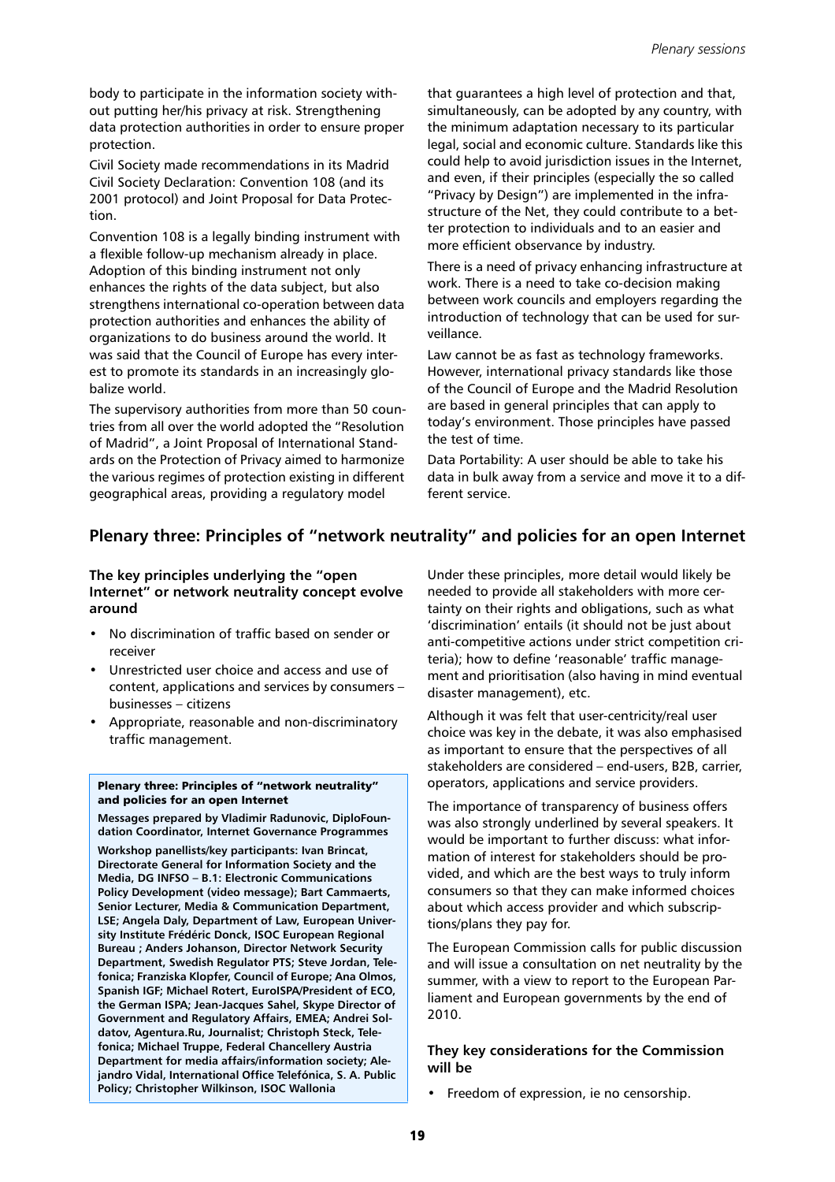body to participate in the information society without putting her/his privacy at risk. Strengthening data protection authorities in order to ensure proper protection.

Civil Society made recommendations in its Madrid Civil Society Declaration: Convention 108 (and its 2001 protocol) and Joint Proposal for Data Protection.

Convention 108 is a legally binding instrument with a flexible follow-up mechanism already in place. Adoption of this binding instrument not only enhances the rights of the data subject, but also strengthens international co-operation between data protection authorities and enhances the ability of organizations to do business around the world. It was said that the Council of Europe has every interest to promote its standards in an increasingly globalize world.

The supervisory authorities from more than 50 countries from all over the world adopted the "Resolution of Madrid", a Joint Proposal of International Standards on the Protection of Privacy aimed to harmonize the various regimes of protection existing in different geographical areas, providing a regulatory model that guarantees a high level of protection and that, simultaneously, can be adopted by any country, with the minimum adaptation necessary to its particular legal, social and economic culture. Standards like this could help to avoid jurisdiction issues in the Internet, and even, if their principles (especially the so called "Privacy by Design") are implemented in the infrastructure of the Net, they could contribute to a better protection to individuals and to an easier and more efficient observance by industry.

There is a need of privacy enhancing infrastructure at work. There is a need to take co-decision making between work councils and employers regarding the introduction of technology that can be used for surveillance.

Law cannot be as fast as technology frameworks. However, international privacy standards like those of the Council of Europe and the Madrid Resolution are based in general principles that can apply to today's environment. Those principles have passed the test of time.

Data Portability: A user should be able to take his data in bulk away from a service and move it to a different service.

## Plenary three: Principles of "network neutrality" and policies for an open Internet

### The key principles underlying the "open Internet" or network neutrality concept evolve around

- No discrimination of traffic based on sender or receiver
- Unrestricted user choice and access and use of content, applications and services by consumers – businesses – citizens
- Appropriate, reasonable and non-discriminatory traffic management.

**Plenary three: Principles of "network neutrality" and policies for an open Internet**

**Messages prepared by Vladimir Radunovic, DiploFoundation Coordinator, Internet Governance Programmes**

**Workshop panellists/key participants: Ivan Brincat, Directorate General for Information Society and the Media, DG INFSO – B.1: Electronic Communications Policy Development (video message); Bart Cammaerts, Senior Lecturer, Media & Communication Department, LSE; Angela Daly, Department of Law, European University Institute Frédéric Donck, ISOC European Regional Bureau ; Anders Johanson, Director Network Security Department, Swedish Regulator PTS; Steve Jordan, Telefonica; Franziska Klopfer, Council of Europe; Ana Olmos, Spanish IGF; Michael Rotert, EuroISPA/President of ECO, the German ISPA; Jean-Jacques Sahel, Skype Director of Government and Regulatory Affairs, EMEA; Andrei Soldatov, Agentura.Ru, Journalist; Christoph Steck, Telefonica; Michael Truppe, Federal Chancellery Austria Department for media affairs/information society; Alejandro Vidal, International Office Telefónica, S. A. Public Policy; Christopher Wilkinson, ISOC Wallonia**

Under these principles, more detail would likely be needed to provide all stakeholders with more certainty on their rights and obligations, such as what 'discrimination' entails (it should not be just about anti-competitive actions under strict competition criteria); how to define 'reasonable' traffic management and prioritisation (also having in mind eventual disaster management), etc.

Although it was felt that user-centricity/real user choice was key in the debate, it was also emphasised as important to ensure that the perspectives of all stakeholders are considered – end-users, B2B, carrier, operators, applications and service providers.

The importance of transparency of business offers was also strongly underlined by several speakers. It would be important to further discuss: what information of interest for stakeholders should be provided, and which are the best ways to truly inform consumers so that they can make informed choices about which access provider and which subscriptions/plans they pay for.

The European Commission calls for public discussion and will issue a consultation on net neutrality by the summer, with a view to report to the European Parliament and European governments by the end of 2010.

### They key considerations for the Commission will be

- Freedom of expression, ie no censorship.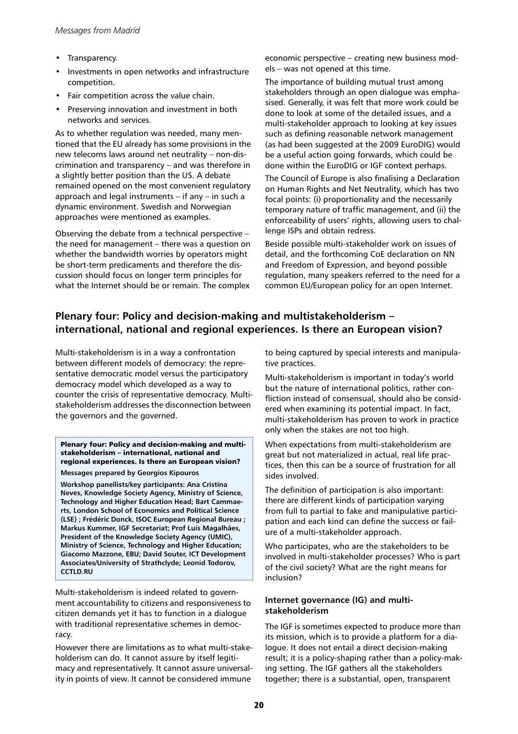- Transparency.
- Investments in open networks and infrastructure competition.
- Fair competition across the value chain.
- Preserving innovation and investment in both networks and services.

As to whether regulation was needed, many mentioned that the EU already has some provisions in the new telecoms laws around net neutrality – non-discrimination and transparency – and was therefore in a slightly better position than the US. A debate remained opened on the most convenient regulatory approach and legal instruments – if any – in such a dynamic environment. Swedish and Norwegian approaches were mentioned as examples.

Observing the debate from a technical perspective – the need for management – there was a question on whether the bandwidth worries by operators might be short-term predicaments and therefore the discussion should focus on longer term principles for what the Internet should be or remain. The complex economic perspective – creating new business models – was not opened at this time.

The importance of building mutual trust among stakeholders through an open dialogue was emphasised. Generally, it was felt that more work could be done to look at some of the detailed issues, and a multi-stakeholder approach to looking at key issues such as defining reasonable network management (as had been suggested at the 2009 EuroDIG) would be a useful action going forwards, which could be done within the EuroDIG or IGF context perhaps.

The Council of Europe is also finalising a Declaration on Human Rights and Net Neutrality, which has two focal points: (i) proportionality and the necessarily temporary nature of traffic management, and (ii) the enforceability of users' rights, allowing users to challenge ISPs and obtain redress.

Beside possible multi-stakeholder work on issues of detail, and the forthcoming CoE declaration on NN and Freedom of Expression, and beyond possible regulation, many speakers referred to the need for a common EU/European policy for an open Internet.

## Plenary four: Policy and decision-making and multistakeholderism – international, national and regional experiences. Is there an European vision?

Multi-stakeholderism is in a way a confrontation between different models of democracy: the representative democratic model versus the participatory democracy model which developed as a way to counter the crisis of representative democracy. Multi-stakeholderism addresses the disconnection between the governors and the governed.

> **Plenary four: Policy and decision-making and multi-stakeholderism – international, national and regional experiences. Is there an European vision?**
>
> **Messages prepared by Georgios Kipouros**
>
> **Workshop panellists/key participants: Ana Cristina Neves, Knowledge Society Agency, Ministry of Science, Technology and Higher Education Head; Bart Cammaerts, London School of Economics and Political Science (LSE) ; Frédéric Donck, ISOC European Regional Bureau ; Markus Kummer, IGF Secretariat; Prof Luis Magalhães, President of the Knowledge Society Agency (UMIC), Ministry of Science, Technology and Higher Education; Giacomo Mazzone, EBU; David Souter, ICT Development Associates/University of Strathclyde; Leonid Todorov, CCTLD.RU**

Multi-stakeholderism is indeed related to government accountability to citizens and responsiveness to citizen demands yet it has to function in a dialogue with traditional representative schemes in democracy.

However there are limitations as to what multi-stakeholderism can do. It cannot assure by itself legitimacy and representatively. It cannot assure universality in points of view. It cannot be considered immune to being captured by special interests and manipulative practices.

Multi-stakeholderism is important in today's world but the nature of international politics, rather confliction instead of consensual, should also be considered when examining its potential impact. In fact, multi-stakeholderism has proven to work in practice only when the stakes are not too high.

When expectations from multi-stakeholderism are great but not materialized in actual, real life practices, then this can be a source of frustration for all sides involved.

The definition of participation is also important: there are different kinds of participation varying from full to partial to fake and manipulative participation and each kind can define the success or failure of a multi-stakeholder approach.

Who participates, who are the stakeholders to be involved in multi-stakeholder processes? Who is part of the civil society? What are the right means for inclusion?

### Internet governance (IG) and multi-stakeholderism

The IGF is sometimes expected to produce more than its mission, which is to provide a platform for a dialogue. It does not entail a direct decision-making result; it is a policy-shaping rather than a policy-making setting. The IGF gathers all the stakeholders together; there is a substantial, open, transparent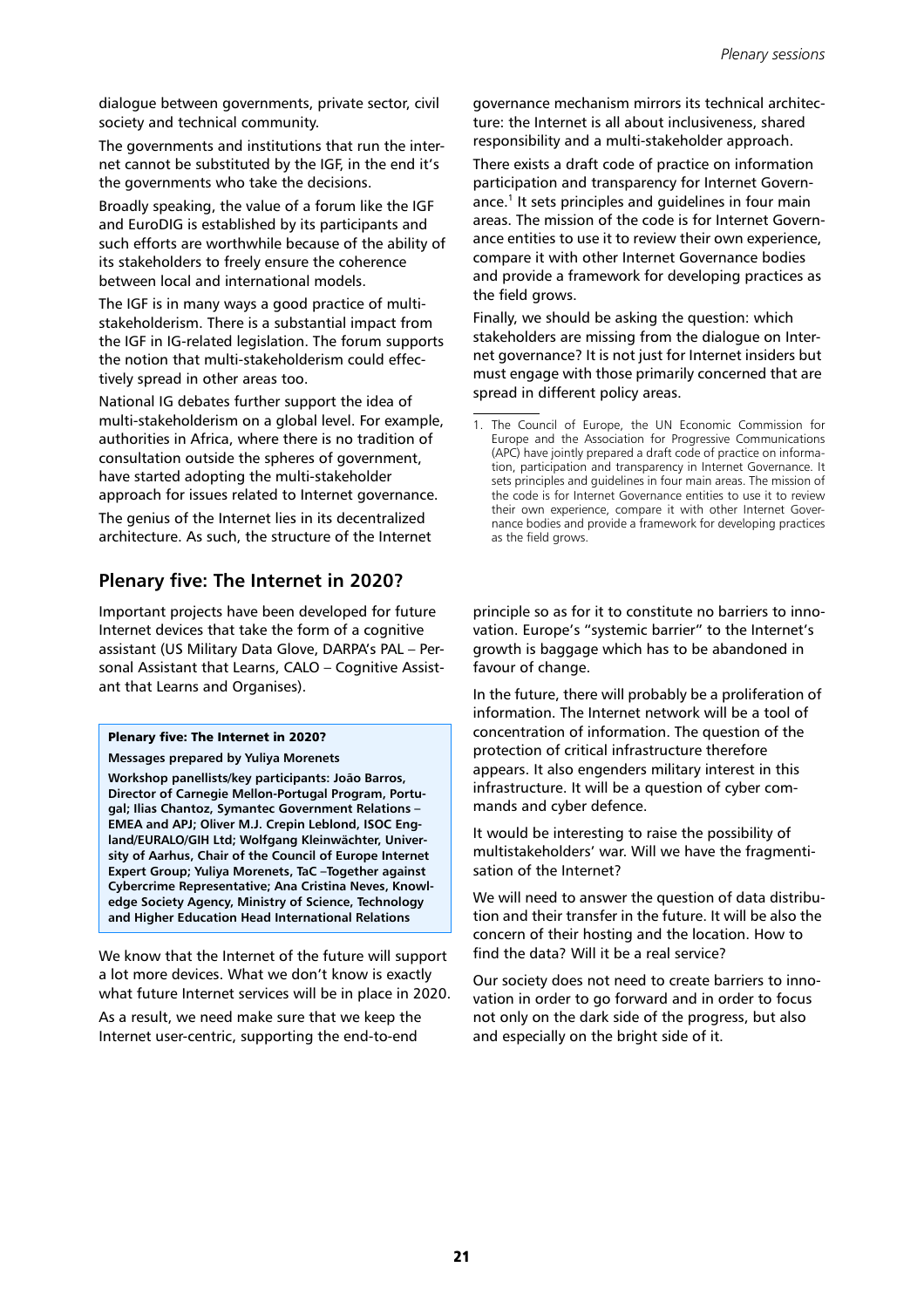dialogue between governments, private sector, civil society and technical community.

The governments and institutions that run the internet cannot be substituted by the IGF, in the end it's the governments who take the decisions.

Broadly speaking, the value of a forum like the IGF and EuroDIG is established by its participants and such efforts are worthwhile because of the ability of its stakeholders to freely ensure the coherence between local and international models.

The IGF is in many ways a good practice of multi-stakeholderism. There is a substantial impact from the IGF in IG-related legislation. The forum supports the notion that multi-stakeholderism could effectively spread in other areas too.

National IG debates further support the idea of multi-stakeholderism on a global level. For example, authorities in Africa, where there is no tradition of consultation outside the spheres of government, have started adopting the multi-stakeholder approach for issues related to Internet governance.

The genius of the Internet lies in its decentralized architecture. As such, the structure of the Internet governance mechanism mirrors its technical architecture: the Internet is all about inclusiveness, shared responsibility and a multi-stakeholder approach.

There exists a draft code of practice on information participation and transparency for Internet Governance.[1] It sets principles and guidelines in four main areas. The mission of the code is for Internet Governance entities to use it to review their own experience, compare it with other Internet Governance bodies and provide a framework for developing practices as the field grows.

Finally, we should be asking the question: which stakeholders are missing from the dialogue on Internet governance? It is not just for Internet insiders but must engage with those primarily concerned that are spread in different policy areas.

1. The Council of Europe, the UN Economic Commission for Europe and the Association for Progressive Communications (APC) have jointly prepared a draft code of practice on information, participation and transparency in Internet Governance. It sets principles and guidelines in four main areas. The mission of the code is for Internet Governance entities to use it to review their own experience, compare it with other Internet Governance bodies and provide a framework for developing practices as the field grows.

## Plenary five: The Internet in 2020?

Important projects have been developed for future Internet devices that take the form of a cognitive assistant (US Military Data Glove, DARPA's PAL – Personal Assistant that Learns, CALO – Cognitive Assistant that Learns and Organises).

> **Plenary five: The Internet in 2020?**
>
> **Messages prepared by Yuliya Morenets**
>
> **Workshop panellists/key participants: João Barros, Director of Carnegie Mellon-Portugal Program, Portugal; Ilias Chantoz, Symantec Government Relations – EMEA and APJ; Oliver M.J. Crepin Leblond, ISOC England/EURALO/GIH Ltd; Wolfgang Kleinwächter, University of Aarhus, Chair of the Council of Europe Internet Expert Group; Yuliya Morenets, TaC –Together against Cybercrime Representative; Ana Cristina Neves, Knowledge Society Agency, Ministry of Science, Technology and Higher Education Head International Relations**

We know that the Internet of the future will support a lot more devices. What we don't know is exactly what future Internet services will be in place in 2020.

As a result, we need make sure that we keep the Internet user-centric, supporting the end-to-end principle so as for it to constitute no barriers to innovation. Europe's "systemic barrier" to the Internet's growth is baggage which has to be abandoned in favour of change.

In the future, there will probably be a proliferation of information. The Internet network will be a tool of concentration of information. The question of the protection of critical infrastructure therefore appears. It also engenders military interest in this infrastructure. It will be a question of cyber commands and cyber defence.

It would be interesting to raise the possibility of multistakeholders' war. Will we have the fragmentisation of the Internet?

We will need to answer the question of data distribution and their transfer in the future. It will be also the concern of their hosting and the location. How to find the data? Will it be a real service?

Our society does not need to create barriers to innovation in order to go forward and in order to focus not only on the dark side of the progress, but also and especially on the bright side of it.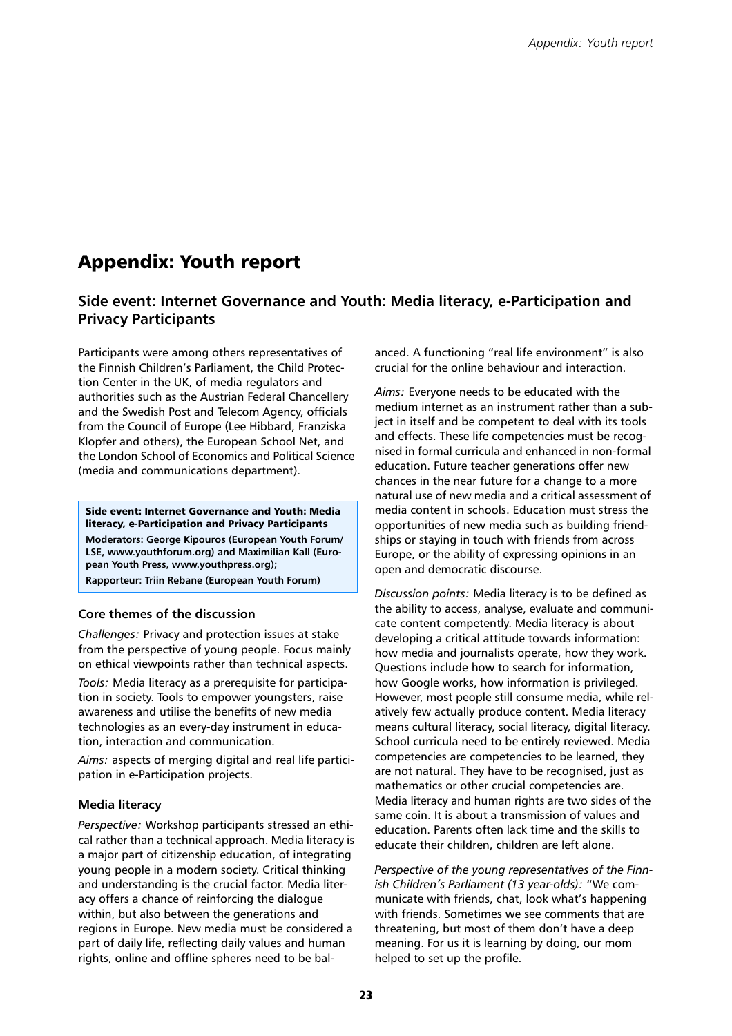# Appendix: Youth report

## Side event: Internet Governance and Youth: Media literacy, e-Participation and Privacy Participants

Participants were among others representatives of the Finnish Children's Parliament, the Child Protection Center in the UK, of media regulators and authorities such as the Austrian Federal Chancellery and the Swedish Post and Telecom Agency, officials from the Council of Europe (Lee Hibbard, Franziska Klopfer and others), the European School Net, and the London School of Economics and Political Science (media and communications department).

> **Side event: Internet Governance and Youth: Media literacy, e-Participation and Privacy Participants**
> **Moderators: George Kipouros (European Youth Forum/ LSE, www.youthforum.org) and Maximilian Kall (European Youth Press, www.youthpress.org);**
> **Rapporteur: Triin Rebane (European Youth Forum)**

### Core themes of the discussion

*Challenges:* Privacy and protection issues at stake from the perspective of young people. Focus mainly on ethical viewpoints rather than technical aspects.

*Tools:* Media literacy as a prerequisite for participation in society. Tools to empower youngsters, raise awareness and utilise the benefits of new media technologies as an every-day instrument in education, interaction and communication.

*Aims:* aspects of merging digital and real life participation in e-Participation projects.

### Media literacy

*Perspective:* Workshop participants stressed an ethical rather than a technical approach. Media literacy is a major part of citizenship education, of integrating young people in a modern society. Critical thinking and understanding is the crucial factor. Media literacy offers a chance of reinforcing the dialogue within, but also between the generations and regions in Europe. New media must be considered a part of daily life, reflecting daily values and human rights, online and offline spheres need to be balanced. A functioning "real life environment" is also crucial for the online behaviour and interaction.

*Aims:* Everyone needs to be educated with the medium internet as an instrument rather than a subject in itself and be competent to deal with its tools and effects. These life competencies must be recognised in formal curricula and enhanced in non-formal education. Future teacher generations offer new chances in the near future for a change to a more natural use of new media and a critical assessment of media content in schools. Education must stress the opportunities of new media such as building friendships or staying in touch with friends from across Europe, or the ability of expressing opinions in an open and democratic discourse.

*Discussion points:* Media literacy is to be defined as the ability to access, analyse, evaluate and communicate content competently. Media literacy is about developing a critical attitude towards information: how media and journalists operate, how they work. Questions include how to search for information, how Google works, how information is privileged. However, most people still consume media, while relatively few actually produce content. Media literacy means cultural literacy, social literacy, digital literacy. School curricula need to be entirely reviewed. Media competencies are competencies to be learned, they are not natural. They have to be recognised, just as mathematics or other crucial competencies are. Media literacy and human rights are two sides of the same coin. It is about a transmission of values and education. Parents often lack time and the skills to educate their children, children are left alone.

*Perspective of the young representatives of the Finnish Children's Parliament (13 year-olds):* "We communicate with friends, chat, look what's happening with friends. Sometimes we see comments that are threatening, but most of them don't have a deep meaning. For us it is learning by doing, our mom helped to set up the profile.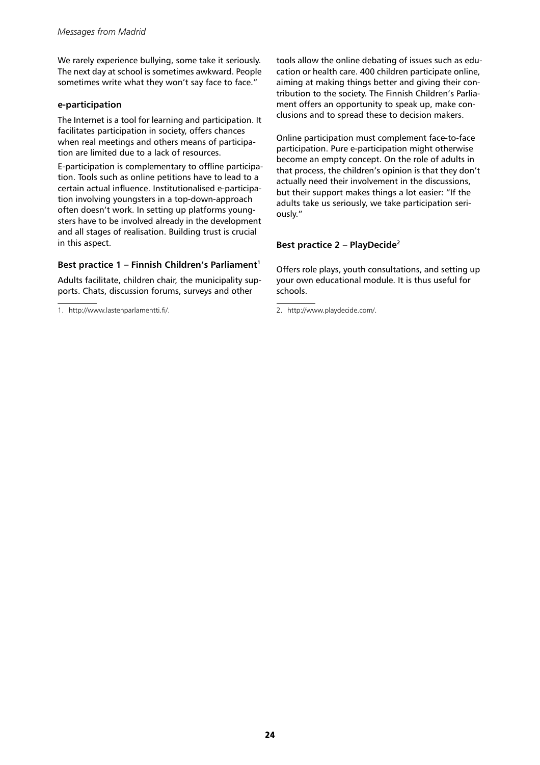We rarely experience bullying, some take it seriously. The next day at school is sometimes awkward. People sometimes write what they won't say face to face."

### e-participation

The Internet is a tool for learning and participation. It facilitates participation in society, offers chances when real meetings and others means of participation are limited due to a lack of resources.

E-participation is complementary to offline participation. Tools such as online petitions have to lead to a certain actual influence. Institutionalised e-participation involving youngsters in a top-down-approach often doesn't work. In setting up platforms youngsters have to be involved already in the development and all stages of realisation. Building trust is crucial in this aspect.

### Best practice 1 – Finnish Children's Parliament[1]

Adults facilitate, children chair, the municipality supports. Chats, discussion forums, surveys and other tools allow the online debating of issues such as education or health care. 400 children participate online, aiming at making things better and giving their contribution to the society. The Finnish Children's Parliament offers an opportunity to speak up, make conclusions and to spread these to decision makers.

Online participation must complement face-to-face participation. Pure e-participation might otherwise become an empty concept. On the role of adults in that process, the children's opinion is that they don't actually need their involvement in the discussions, but their support makes things a lot easier: "If the adults take us seriously, we take participation seriously."

### Best practice 2 – PlayDecide[2]

Offers role plays, youth consultations, and setting up your own educational module. It is thus useful for schools.

---

1. http://www.lastenparlamentti.fi/.

2. http://www.playdecide.com/.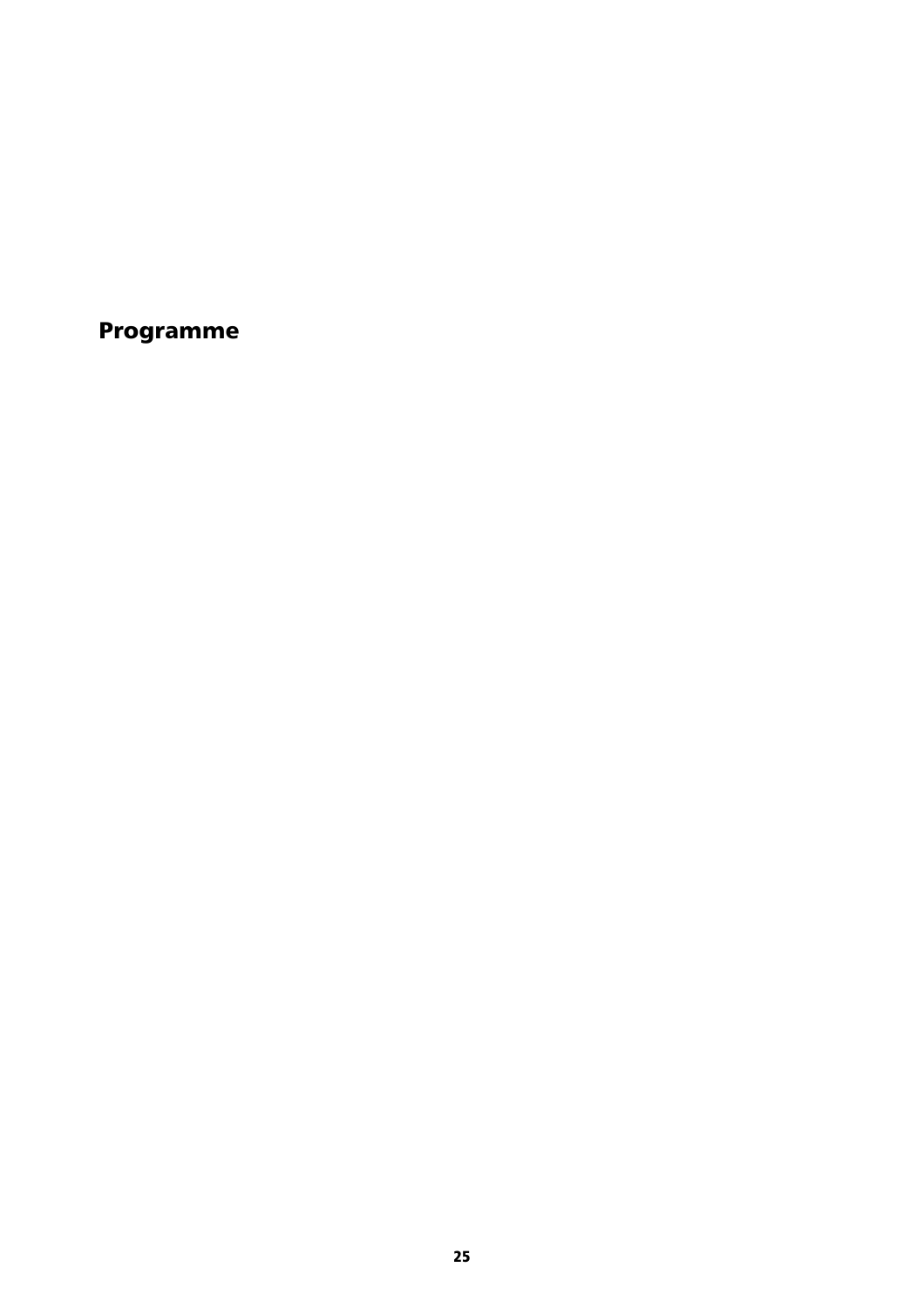# Programme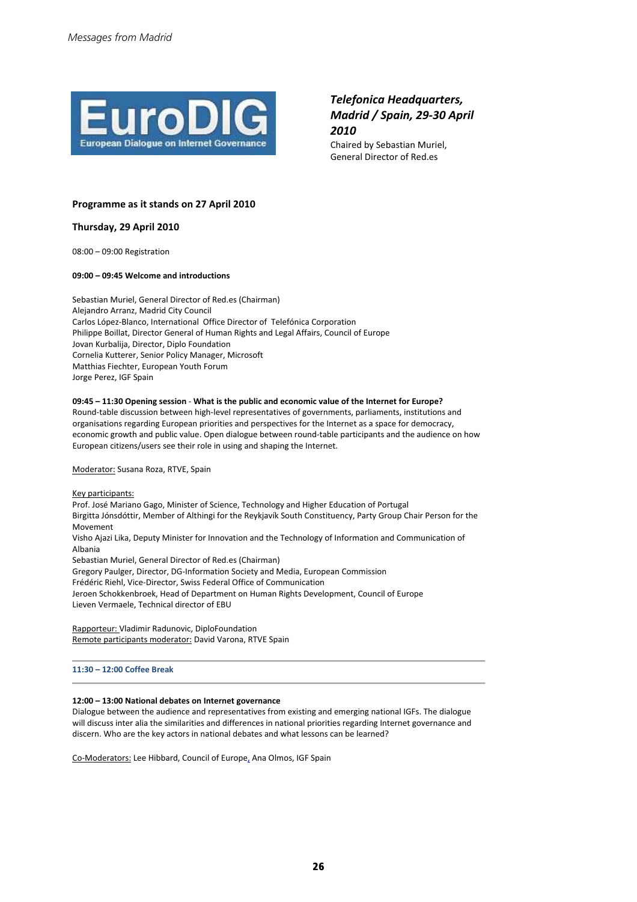## *Telefonica Headquarters, Madrid / Spain, 29-30 April 2010*

Chaired by Sebastian Muriel, General Director of Red.es

**Programme as it stands on 27 April 2010**

**Thursday, 29 April 2010**

08:00 – 09:00 Registration

**09:00 – 09:45 Welcome and introductions**

Sebastian Muriel, General Director of Red.es (Chairman)
Alejandro Arranz, Madrid City Council
Carlos López-Blanco, International Office Director of Telefónica Corporation
Philippe Boillat, Director General of Human Rights and Legal Affairs, Council of Europe
Jovan Kurbalija, Director, Diplo Foundation
Cornelia Kutterer, Senior Policy Manager, Microsoft
Matthias Fiechter, European Youth Forum
Jorge Perez, IGF Spain

**09:45 – 11:30 Opening session** - **What is the public and economic value of the Internet for Europe?**
Round-table discussion between high-level representatives of governments, parliaments, institutions and organisations regarding European priorities and perspectives for the Internet as a space for democracy, economic growth and public value. Open dialogue between round-table participants and the audience on how European citizens/users see their role in using and shaping the Internet.

Moderator: Susana Roza, RTVE, Spain

Key participants:
Prof. José Mariano Gago, Minister of Science, Technology and Higher Education of Portugal
Birgitta Jónsdóttir, Member of Althingi for the Reykjavík South Constituency, Party Group Chair Person for the Movement
Visho Ajazi Lika, Deputy Minister for Innovation and the Technology of Information and Communication of Albania
Sebastian Muriel, General Director of Red.es (Chairman)
Gregory Paulger, Director, DG-Information Society and Media, European Commission
Frédéric Riehl, Vice-Director, Swiss Federal Office of Communication
Jeroen Schokkenbroek, Head of Department on Human Rights Development, Council of Europe
Lieven Vermaele, Technical director of EBU

Rapporteur: Vladimir Radunovic, DiploFoundation
Remote participants moderator: David Varona, RTVE Spain

---

**11:30 – 12:00 Coffee Break**

---

**12:00 – 13:00 National debates on Internet governance**
Dialogue between the audience and representatives from existing and emerging national IGFs. The dialogue will discuss inter alia the similarities and differences in national priorities regarding Internet governance and discern. Who are the key actors in national debates and what lessons can be learned?

Co-Moderators: Lee Hibbard, Council of Europe, Ana Olmos, IGF Spain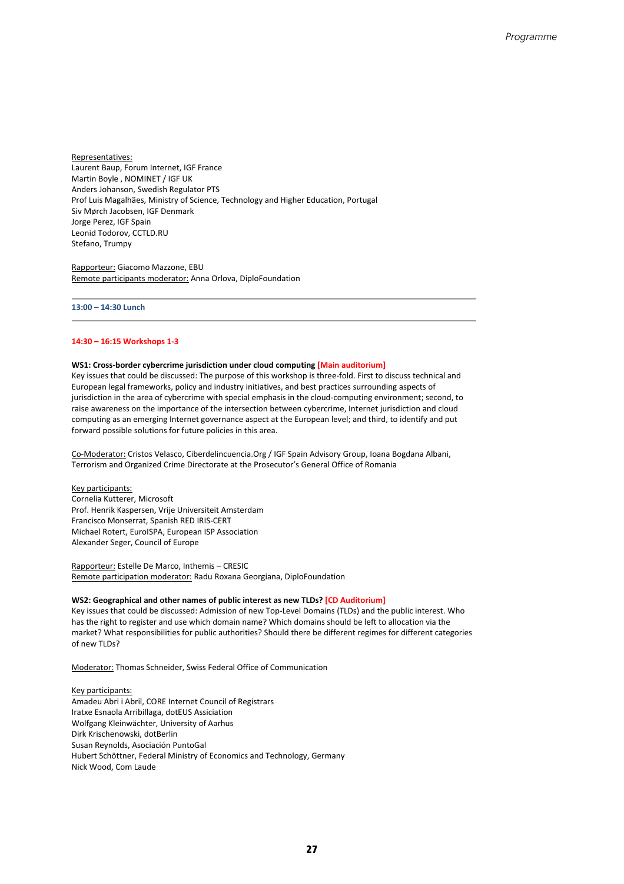Representatives:
Laurent Baup, Forum Internet, IGF France
Martin Boyle , NOMINET / IGF UK
Anders Johanson, Swedish Regulator PTS
Prof Luis Magalhães, Ministry of Science, Technology and Higher Education, Portugal
Siv Mørch Jacobsen, IGF Denmark
Jorge Perez, IGF Spain
Leonid Todorov, CCTLD.RU
Stefano, Trumpy

Rapporteur: Giacomo Mazzone, EBU
Remote participants moderator: Anna Orlova, DiploFoundation

---

**13:00 – 14:30 Lunch**

---

**14:30 – 16:15 Workshops 1-3**

**WS1: Cross-border cybercrime jurisdiction under cloud computing [Main auditorium]**
Key issues that could be discussed: The purpose of this workshop is three-fold. First to discuss technical and European legal frameworks, policy and industry initiatives, and best practices surrounding aspects of jurisdiction in the area of cybercrime with special emphasis in the cloud-computing environment; second, to raise awareness on the importance of the intersection between cybercrime, Internet jurisdiction and cloud computing as an emerging Internet governance aspect at the European level; and third, to identify and put forward possible solutions for future policies in this area.

Co-Moderator: Cristos Velasco, Ciberdelincuencia.Org / IGF Spain Advisory Group, Ioana Bogdana Albani, Terrorism and Organized Crime Directorate at the Prosecutor's General Office of Romania

Key participants:
Cornelia Kutterer, Microsoft
Prof. Henrik Kaspersen, Vrije Universiteit Amsterdam
Francisco Monserrat, Spanish RED IRIS-CERT
Michael Rotert, EuroISPA, European ISP Association
Alexander Seger, Council of Europe

Rapporteur: Estelle De Marco, Inthemis – CRESIC
Remote participation moderator: Radu Roxana Georgiana, DiploFoundation

**WS2: Geographical and other names of public interest as new TLDs? [CD Auditorium]**
Key issues that could be discussed: Admission of new Top-Level Domains (TLDs) and the public interest. Who has the right to register and use which domain name? Which domains should be left to allocation via the market? What responsibilities for public authorities? Should there be different regimes for different categories of new TLDs?

Moderator: Thomas Schneider, Swiss Federal Office of Communication

Key participants:
Amadeu Abri i Abril, CORE Internet Council of Registrars
Iratxe Esnaola Arribillaga, dotEUS Asiciation
Wolfgang Kleinwächter, University of Aarhus
Dirk Krischenowski, dotBerlin
Susan Reynolds, Asociación PuntoGal
Hubert Schöttner, Federal Ministry of Economics and Technology, Germany
Nick Wood, Com Laude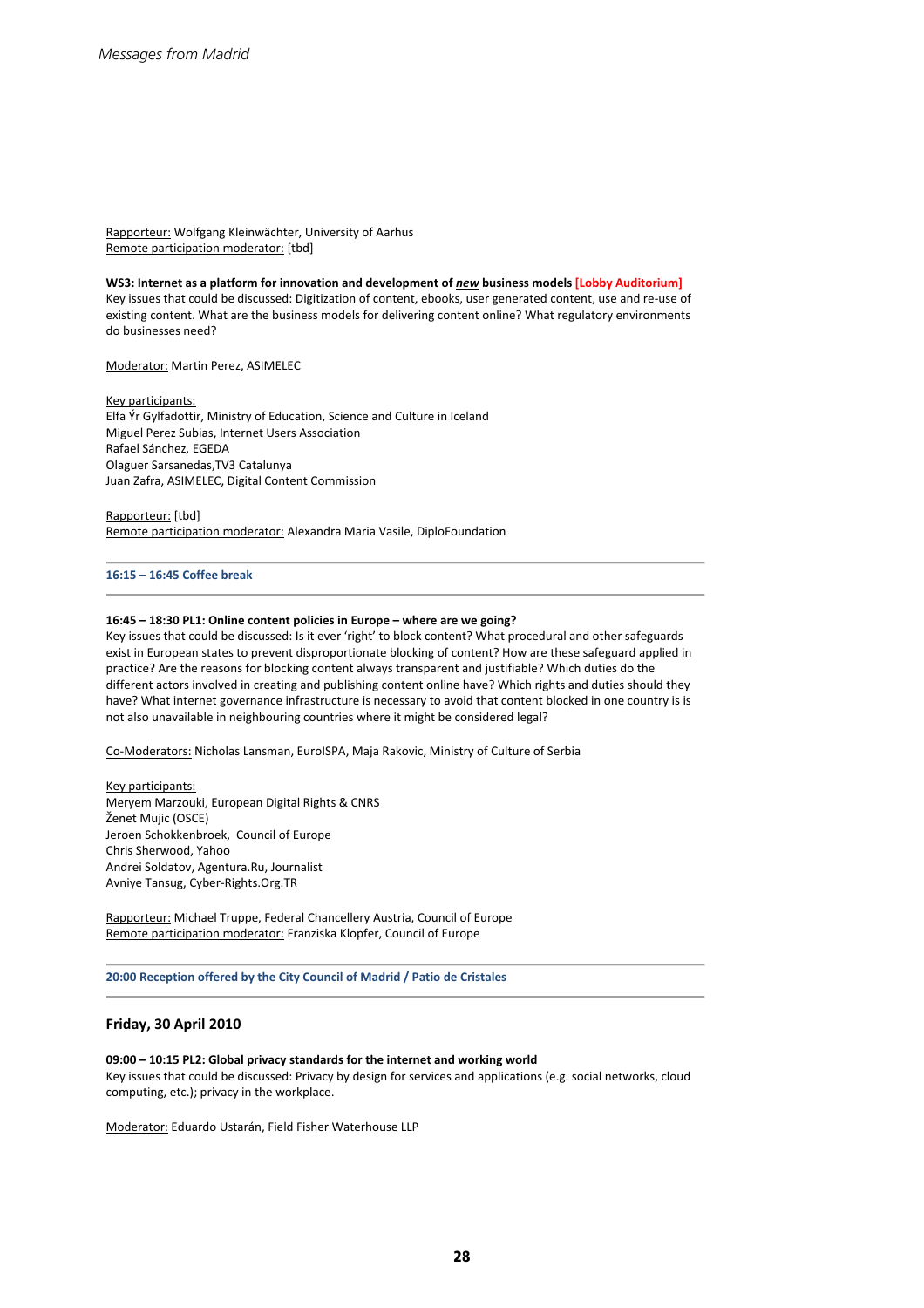Rapporteur: Wolfgang Kleinwächter, University of Aarhus
Remote participation moderator: [tbd]

**WS3: Internet as a platform for innovation and development of *new* business models [Lobby Auditorium]**
Key issues that could be discussed: Digitization of content, ebooks, user generated content, use and re-use of existing content. What are the business models for delivering content online? What regulatory environments do businesses need?

Moderator: Martin Perez, ASIMELEC

Key participants:
Elfa Ýr Gylfadottir, Ministry of Education, Science and Culture in Iceland
Miguel Perez Subias, Internet Users Association
Rafael Sánchez, EGEDA
Olaguer Sarsanedas,TV3 Catalunya
Juan Zafra, ASIMELEC, Digital Content Commission

Rapporteur: [tbd]
Remote participation moderator: Alexandra Maria Vasile, DiploFoundation

---

**16:15 – 16:45 Coffee break**

---

**16:45 – 18:30 PL1: Online content policies in Europe – where are we going?**
Key issues that could be discussed: Is it ever 'right' to block content? What procedural and other safeguards exist in European states to prevent disproportionate blocking of content? How are these safeguard applied in practice? Are the reasons for blocking content always transparent and justifiable? Which duties do the different actors involved in creating and publishing content online have? Which rights and duties should they have? What internet governance infrastructure is necessary to avoid that content blocked in one country is is not also unavailable in neighbouring countries where it might be considered legal?

Co-Moderators: Nicholas Lansman, EuroISPA, Maja Rakovic, Ministry of Culture of Serbia

Key participants:
Meryem Marzouki, European Digital Rights & CNRS
Ženet Mujic (OSCE)
Jeroen Schokkenbroek, Council of Europe
Chris Sherwood, Yahoo
Andrei Soldatov, Agentura.Ru, Journalist
Avniye Tansug, Cyber-Rights.Org.TR

Rapporteur: Michael Truppe, Federal Chancellery Austria, Council of Europe
Remote participation moderator: Franziska Klopfer, Council of Europe

---

**20:00 Reception offered by the City Council of Madrid / Patio de Cristales**

---

## Friday, 30 April 2010

**09:00 – 10:15 PL2: Global privacy standards for the internet and working world**
Key issues that could be discussed: Privacy by design for services and applications (e.g. social networks, cloud computing, etc.); privacy in the workplace.

Moderator: Eduardo Ustarán, Field Fisher Waterhouse LLP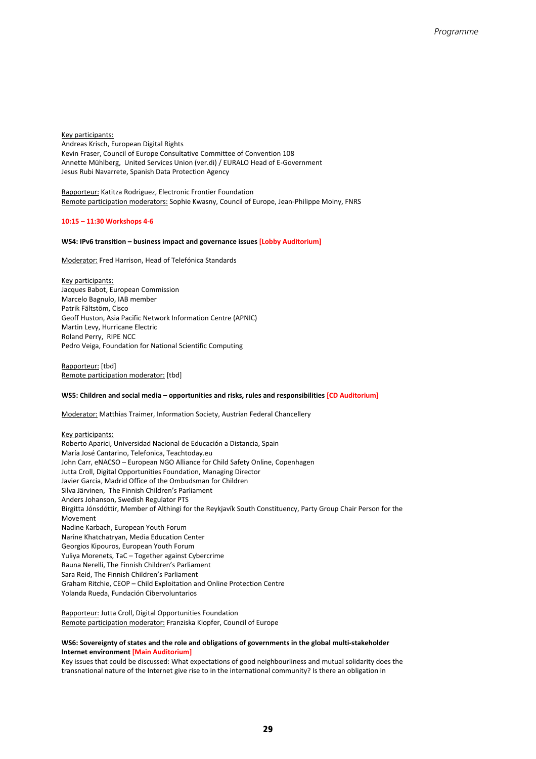<u>Key participants:</u>
Andreas Krisch, European Digital Rights
Kevin Fraser, Council of Europe Consultative Committee of Convention 108
Annette Mühlberg, United Services Union (ver.di) / EURALO Head of E-Government
Jesus Rubi Navarrete, Spanish Data Protection Agency

<u>Rapporteur:</u> Katitza Rodriguez, Electronic Frontier Foundation
<u>Remote participation moderators:</u> Sophie Kwasny, Council of Europe, Jean-Philippe Moiny, FNRS

**10:15 – 11:30 Workshops 4-6**

**WS4: IPv6 transition – business impact and governance issues [Lobby Auditorium]**

<u>Moderator:</u> Fred Harrison, Head of Telefónica Standards

<u>Key participants:</u>
Jacques Babot, European Commission
Marcelo Bagnulo, IAB member
Patrik Fältström, Cisco
Geoff Huston, Asia Pacific Network Information Centre (APNIC)
Martin Levy, Hurricane Electric
Roland Perry, RIPE NCC
Pedro Veiga, Foundation for National Scientific Computing

<u>Rapporteur:</u> [tbd]
<u>Remote participation moderator:</u> [tbd]

**WS5: Children and social media – opportunities and risks, rules and responsibilities [CD Auditorium]**

<u>Moderator:</u> Matthias Traimer, Information Society, Austrian Federal Chancellery

<u>Key participants:</u>
Roberto Aparici, Universidad Nacional de Educación a Distancia, Spain
María José Cantarino, Telefonica, Teachtoday.eu
John Carr, eNACSO – European NGO Alliance for Child Safety Online, Copenhagen
Jutta Croll, Digital Opportunities Foundation, Managing Director
Javier Garcia, Madrid Office of the Ombudsman for Children
Silva Järvinen, The Finnish Children's Parliament
Anders Johanson, Swedish Regulator PTS
Birgitta Jónsdóttir, Member of Althingi for the Reykjavík South Constituency, Party Group Chair Person for the Movement
Nadine Karbach, European Youth Forum
Narine Khatchatryan, Media Education Center
Georgios Kipouros, European Youth Forum
Yuliya Morenets, TaC – Together against Cybercrime
Rauna Nerelli, The Finnish Children's Parliament
Sara Reid, The Finnish Children's Parliament
Graham Ritchie, CEOP – Child Exploitation and Online Protection Centre
Yolanda Rueda, Fundación Cibervoluntarios

<u>Rapporteur:</u> Jutta Croll, Digital Opportunities Foundation
<u>Remote participation moderator:</u> Franziska Klopfer, Council of Europe

**WS6: Sovereignty of states and the role and obligations of governments in the global multi-stakeholder Internet environment [Main Auditorium]**

Key issues that could be discussed: What expectations of good neighbourliness and mutual solidarity does the transnational nature of the Internet give rise to in the international community? Is there an obligation in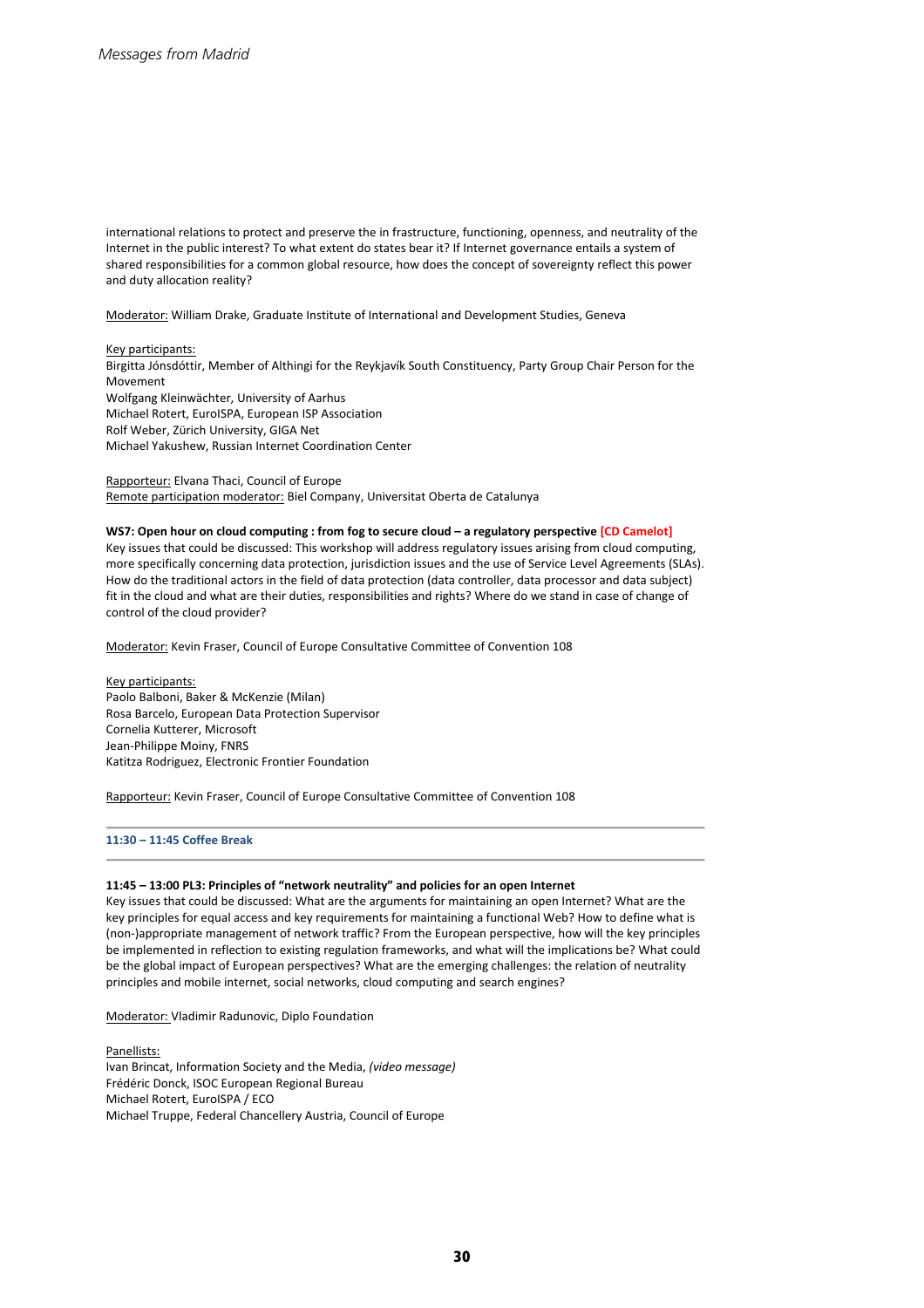international relations to protect and preserve the in frastructure, functioning, openness, and neutrality of the Internet in the public interest? To what extent do states bear it? If Internet governance entails a system of shared responsibilities for a common global resource, how does the concept of sovereignty reflect this power and duty allocation reality?

Moderator: William Drake, Graduate Institute of International and Development Studies, Geneva

Key participants:
Birgitta Jónsdóttir, Member of Althingi for the Reykjavík South Constituency, Party Group Chair Person for the Movement
Wolfgang Kleinwächter, University of Aarhus
Michael Rotert, EuroISPA, European ISP Association
Rolf Weber, Zürich University, GIGA Net
Michael Yakushew, Russian Internet Coordination Center

Rapporteur: Elvana Thaci, Council of Europe
Remote participation moderator: Biel Company, Universitat Oberta de Catalunya

**WS7: Open hour on cloud computing : from fog to secure cloud – a regulatory perspective [CD Camelot]**
Key issues that could be discussed: This workshop will address regulatory issues arising from cloud computing, more specifically concerning data protection, jurisdiction issues and the use of Service Level Agreements (SLAs). How do the traditional actors in the field of data protection (data controller, data processor and data subject) fit in the cloud and what are their duties, responsibilities and rights? Where do we stand in case of change of control of the cloud provider?

Moderator: Kevin Fraser, Council of Europe Consultative Committee of Convention 108

Key participants:
Paolo Balboni, Baker & McKenzie (Milan)
Rosa Barcelo, European Data Protection Supervisor
Cornelia Kutterer, Microsoft
Jean-Philippe Moiny, FNRS
Katitza Rodriguez, Electronic Frontier Foundation

Rapporteur: Kevin Fraser, Council of Europe Consultative Committee of Convention 108

---

**11:30 – 11:45 Coffee Break**

---

**11:45 – 13:00 PL3: Principles of "network neutrality" and policies for an open Internet**
Key issues that could be discussed: What are the arguments for maintaining an open Internet? What are the key principles for equal access and key requirements for maintaining a functional Web? How to define what is (non-)appropriate management of network traffic? From the European perspective, how will the key principles be implemented in reflection to existing regulation frameworks, and what will the implications be? What could be the global impact of European perspectives? What are the emerging challenges: the relation of neutrality principles and mobile internet, social networks, cloud computing and search engines?

Moderator: Vladimir Radunovic, Diplo Foundation

Panellists:
Ivan Brincat, Information Society and the Media, *(video message)*
Frédéric Donck, ISOC European Regional Bureau
Michael Rotert, EuroISPA / ECO
Michael Truppe, Federal Chancellery Austria, Council of Europe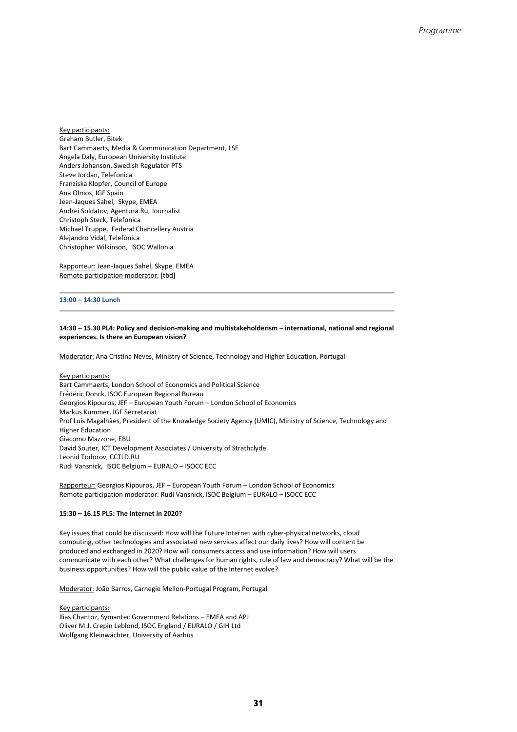Key participants:
Graham Butler, Bitek
Bart Cammaerts, Media & Communication Department, LSE
Angela Daly, European University Institute
Anders Johanson, Swedish Regulator PTS
Steve Jordan, Telefonica
Franziska Klopfer, Council of Europe
Ana Olmos, IGF Spain
Jean-Jaques Sahel, Skype, EMEA
Andrei Soldatov, Agentura.Ru, Journalist
Christoph Steck, Telefonica
Michael Truppe, Federal Chancellery Austria
Alejandro Vidal, Telefónica
Christopher Wilkinson, ISOC Wallonia

Rapporteur: Jean-Jaques Sahel, Skype, EMEA
Remote participation moderator: [tbd]

**13:00 – 14:30 Lunch**

**14:30 – 15.30 PL4: Policy and decision-making and multistakeholderism – international, national and regional experiences. Is there an European vision?**

Moderator: Ana Cristina Neves, Ministry of Science, Technology and Higher Education, Portugal

Key participants:
Bart Cammaerts, London School of Economics and Political Science
Frédéric Donck, ISOC European Regional Bureau
Georgios Kipouros, JEF – European Youth Forum – London School of Economics
Markus Kummer, IGF Secretariat
Prof Luis Magalhães, President of the Knowledge Society Agency (UMIC), Ministry of Science, Technology and Higher Education
Giacomo Mazzone, EBU
David Souter, ICT Development Associates / University of Strathclyde
Leonid Todorov, CCTLD.RU
Rudi Vansnick, ISOC Belgium – EURALO – ISOCC ECC

Rapporteur: Georgios Kipouros, JEF – European Youth Forum – London School of Economics
Remote participation moderator: Rudi Vansnick, ISOC Belgium – EURALO – ISOCC ECC

**15:30 – 16.15 PL5: The Internet in 2020?**

Key issues that could be discussed: How will the Future Internet with cyber-physical networks, cloud computing, other technologies and associated new services affect our daily lives? How will content be produced and exchanged in 2020? How will consumers access and use information? How will users communicate with each other? What challenges for human rights, rule of law and democracy? What will be the business opportunities? How will the public value of the Internet evolve?

Moderator: João Barros, Carnegie Mellon-Portugal Program, Portugal

Key participants:
Ilias Chantoz, Symantec Government Relations – EMEA and APJ
Oliver M.J. Crepin Leblond, ISOC England / EURALO / GIH Ltd
Wolfgang Kleinwächter, University of Aarhus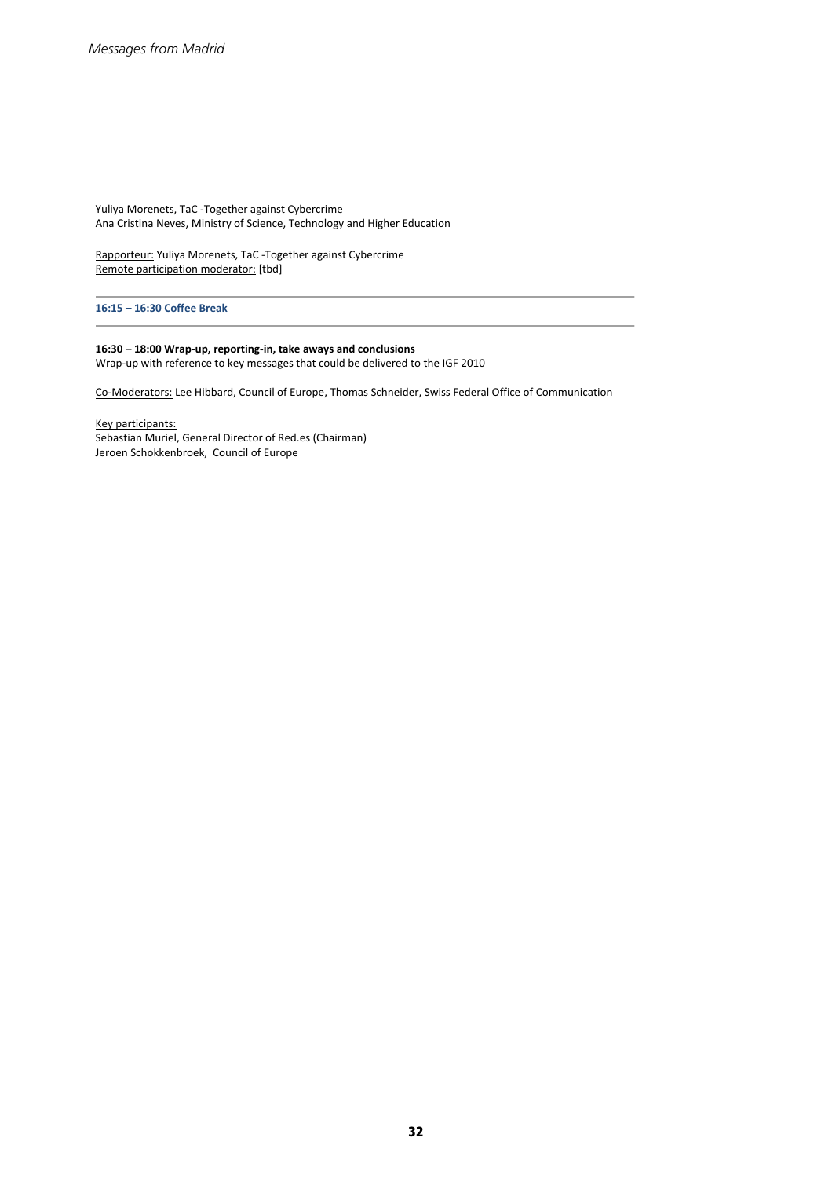Yuliya Morenets, TaC -Together against Cybercrime
Ana Cristina Neves, Ministry of Science, Technology and Higher Education

Rapporteur: Yuliya Morenets, TaC -Together against Cybercrime
Remote participation moderator: [tbd]

---

**16:15 – 16:30 Coffee Break**

---

**16:30 – 18:00 Wrap-up, reporting-in, take aways and conclusions**
Wrap-up with reference to key messages that could be delivered to the IGF 2010

Co-Moderators: Lee Hibbard, Council of Europe, Thomas Schneider, Swiss Federal Office of Communication

Key participants:
Sebastian Muriel, General Director of Red.es (Chairman)
Jeroen Schokkenbroek, Council of Europe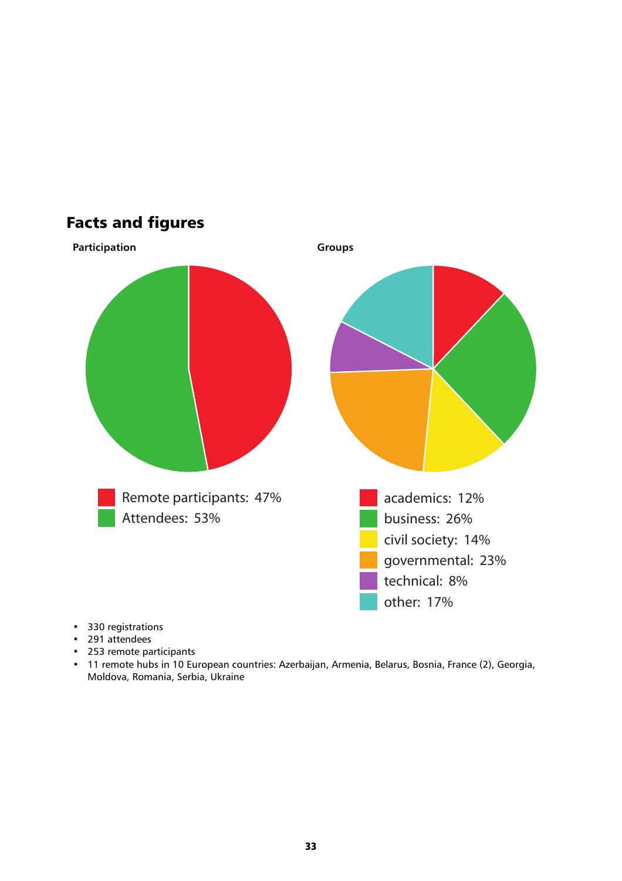## Facts and figures

**Participation**

Remote participants: 47%
Attendees: 53%

**Groups**

academics: 12%
business: 26%
civil society: 14%
governmental: 23%
technical: 8%
other: 17%

- 330 registrations
- 291 attendees
- 253 remote participants
- 11 remote hubs in 10 European countries: Azerbaijan, Armenia, Belarus, Bosnia, France (2), Georgia, Moldova, Romania, Serbia, Ukraine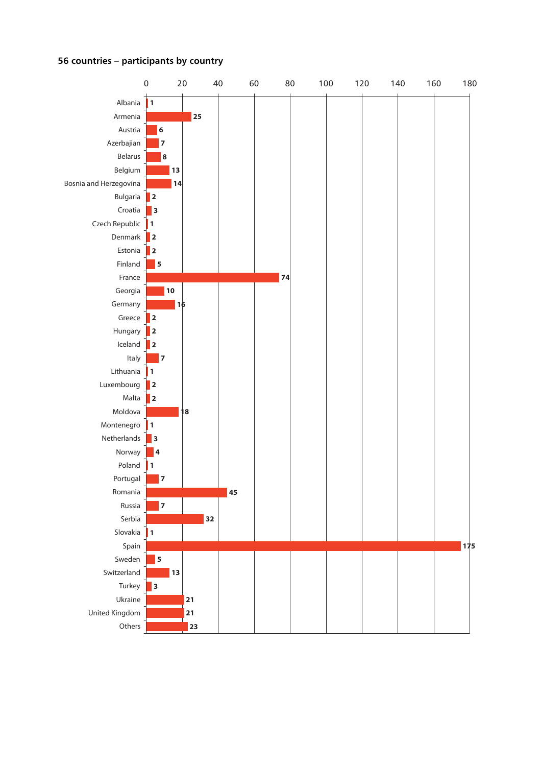**56 countries – participants by country**

0
20
40
60
80
100
120
140
160
180

Albania 1
Armenia 25
Austria 6
Azerbajian 7
Belarus 8
Belgium 13
Bosnia and Herzegovina 14
Bulgaria 2
Croatia 3
Czech Republic 1
Denmark 2
Estonia 2
Finland 5
France 74
Georgia 10
Germany 16
Greece 2
Hungary 2
Iceland 2
Italy 7
Lithuania 1
Luxembourg 2
Malta 2
Moldova 18
Montenegro 1
Netherlands 3
Norway 4
Poland 1
Portugal 7
Romania 45
Russia 7
Serbia 32
Slovakia 1
Spain 175
Sweden 5
Switzerland 13
Turkey 3
Ukraine 21
United Kingdom 21
Others 23